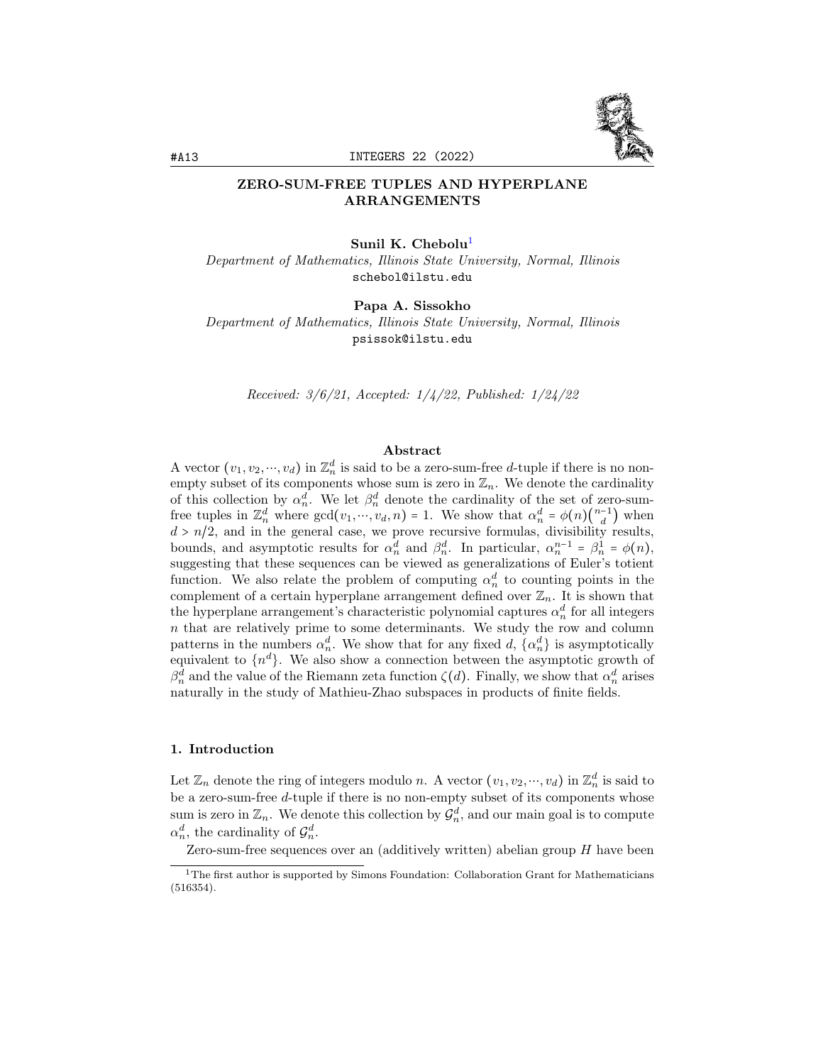# ZERO-SUM-FREE TUPLES AND HYPERPLANE ARRANGEMENTS

**Sunil K. Chebolu**[1]
*Department of Mathematics, Illinois State University, Normal, Illinois*
schebol@ilstu.edu

**Papa A. Sissokho**
*Department of Mathematics, Illinois State University, Normal, Illinois*
psissok@ilstu.edu

*Received: 3/6/21, Accepted: 1/4/22, Published: 1/24/22*

## Abstract

A vector $(v_1, v_2, \cdots, v_d)$ in $\mathbb{Z}_n^d$ is said to be a zero-sum-free $d$-tuple if there is no non-empty subset of its components whose sum is zero in $\mathbb{Z}_n$. We denote the cardinality of this collection by $\alpha_n^d$. We let $\beta_n^d$ denote the cardinality of the set of zero-sum-free tuples in $\mathbb{Z}_n^d$ where $\gcd(v_1, \cdots, v_d, n) = 1$. We show that $\alpha_n^d = \phi(n)\binom{n-1}{d}$ when $d > n/2$, and in the general case, we prove recursive formulas, divisibility results, bounds, and asymptotic results for $\alpha_n^d$ and $\beta_n^d$. In particular, $\alpha_n^{n-1} = \beta_n^1 = \phi(n)$, suggesting that these sequences can be viewed as generalizations of Euler's totient function. We also relate the problem of computing $\alpha_n^d$ to counting points in the complement of a certain hyperplane arrangement defined over $\mathbb{Z}_n$. It is shown that the hyperplane arrangement's characteristic polynomial captures $\alpha_n^d$ for all integers $n$ that are relatively prime to some determinants. We study the row and column patterns in the numbers $\alpha_n^d$. We show that for any fixed $d$, $\{\alpha_n^d\}$ is asymptotically equivalent to $\{n^d\}$. We also show a connection between the asymptotic growth of $\beta_n^d$ and the value of the Riemann zeta function $\zeta(d)$. Finally, we show that $\alpha_n^d$ arises naturally in the study of Mathieu-Zhao subspaces in products of finite fields.

## 1. Introduction

Let $\mathbb{Z}_n$ denote the ring of integers modulo $n$. A vector $(v_1, v_2, \cdots, v_d)$ in $\mathbb{Z}_n^d$ is said to be a zero-sum-free $d$-tuple if there is no non-empty subset of its components whose sum is zero in $\mathbb{Z}_n$. We denote this collection by $\mathcal{G}_n^d$, and our main goal is to compute $\alpha_n^d$, the cardinality of $\mathcal{G}_n^d$.

Zero-sum-free sequences over an (additively written) abelian group $H$ have been

[1] The first author is supported by Simons Foundation: Collaboration Grant for Mathematicians (516354).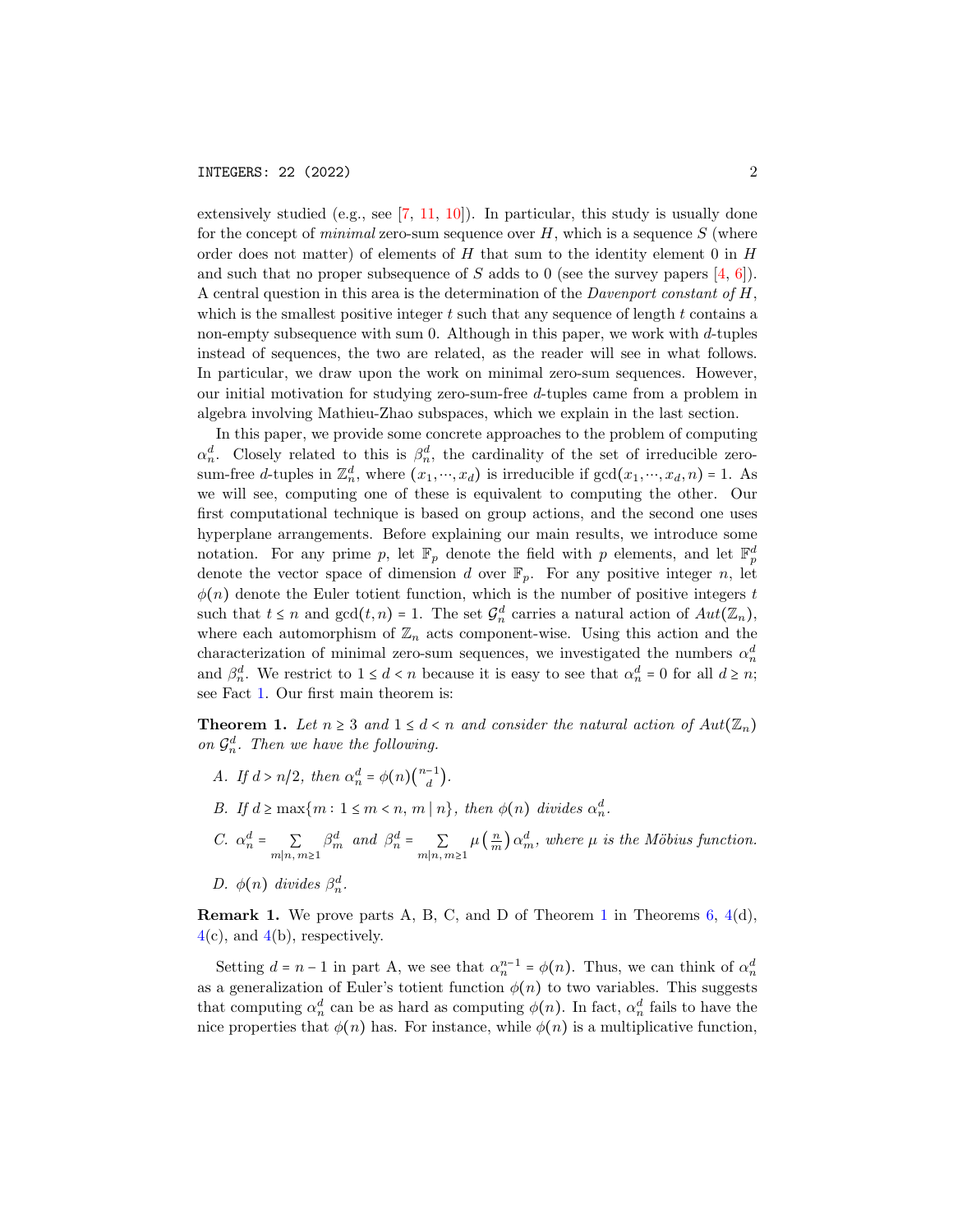extensively studied (e.g., see [7, 11, 10]). In particular, this study is usually done for the concept of *minimal* zero-sum sequence over $H$, which is a sequence $S$ (where order does not matter) of elements of $H$ that sum to the identity element 0 in $H$ and such that no proper subsequence of $S$ adds to 0 (see the survey papers [4, 6]). A central question in this area is the determination of the *Davenport constant of* $H$, which is the smallest positive integer $t$ such that any sequence of length $t$ contains a non-empty subsequence with sum 0. Although in this paper, we work with $d$-tuples instead of sequences, the two are related, as the reader will see in what follows. In particular, we draw upon the work on minimal zero-sum sequences. However, our initial motivation for studying zero-sum-free $d$-tuples came from a problem in algebra involving Mathieu-Zhao subspaces, which we explain in the last section.

In this paper, we provide some concrete approaches to the problem of computing $\alpha_n^d$. Closely related to this is $\beta_n^d$, the cardinality of the set of irreducible zero-sum-free $d$-tuples in $\mathbb{Z}_n^d$, where $(x_1, \cdots, x_d)$ is irreducible if $\gcd(x_1, \cdots, x_d, n) = 1$. As we will see, computing one of these is equivalent to computing the other. Our first computational technique is based on group actions, and the second one uses hyperplane arrangements. Before explaining our main results, we introduce some notation. For any prime $p$, let $\mathbb{F}_p$ denote the field with $p$ elements, and let $\mathbb{F}_p^d$ denote the vector space of dimension $d$ over $\mathbb{F}_p$. For any positive integer $n$, let $\phi(n)$ denote the Euler totient function, which is the number of positive integers $t$ such that $t \leq n$ and $\gcd(t, n) = 1$. The set $\mathcal{G}_n^d$ carries a natural action of $Aut(\mathbb{Z}_n)$, where each automorphism of $\mathbb{Z}_n$ acts component-wise. Using this action and the characterization of minimal zero-sum sequences, we investigated the numbers $\alpha_n^d$ and $\beta_n^d$. We restrict to $1 \leq d < n$ because it is easy to see that $\alpha_n^d = 0$ for all $d \geq n$; see Fact 1. Our first main theorem is:

**Theorem 1.** *Let $n \geq 3$ and $1 \leq d < n$ and consider the natural action of $Aut(\mathbb{Z}_n)$ on $\mathcal{G}_n^d$. Then we have the following.*

*A. If $d > n/2$, then $\alpha_n^d = \phi(n)\binom{n-1}{d}$.*

*B. If $d \geq \max\{m : 1 \leq m < n,\ m \mid n\}$, then $\phi(n)$ divides $\alpha_n^d$.*

*C. $\alpha_n^d = \sum_{m \mid n,\ m \geq 1} \beta_m^d$ and $\beta_n^d = \sum_{m \mid n,\ m \geq 1} \mu\left(\frac{n}{m}\right) \alpha_m^d$, where $\mu$ is the Möbius function.*

*D. $\phi(n)$ divides $\beta_n^d$.*

**Remark 1.** We prove parts A, B, C, and D of Theorem 1 in Theorems 6, 4(d), 4(c), and 4(b), respectively.

Setting $d = n - 1$ in part A, we see that $\alpha_n^{n-1} = \phi(n)$. Thus, we can think of $\alpha_n^d$ as a generalization of Euler's totient function $\phi(n)$ to two variables. This suggests that computing $\alpha_n^d$ can be as hard as computing $\phi(n)$. In fact, $\alpha_n^d$ fails to have the nice properties that $\phi(n)$ has. For instance, while $\phi(n)$ is a multiplicative function,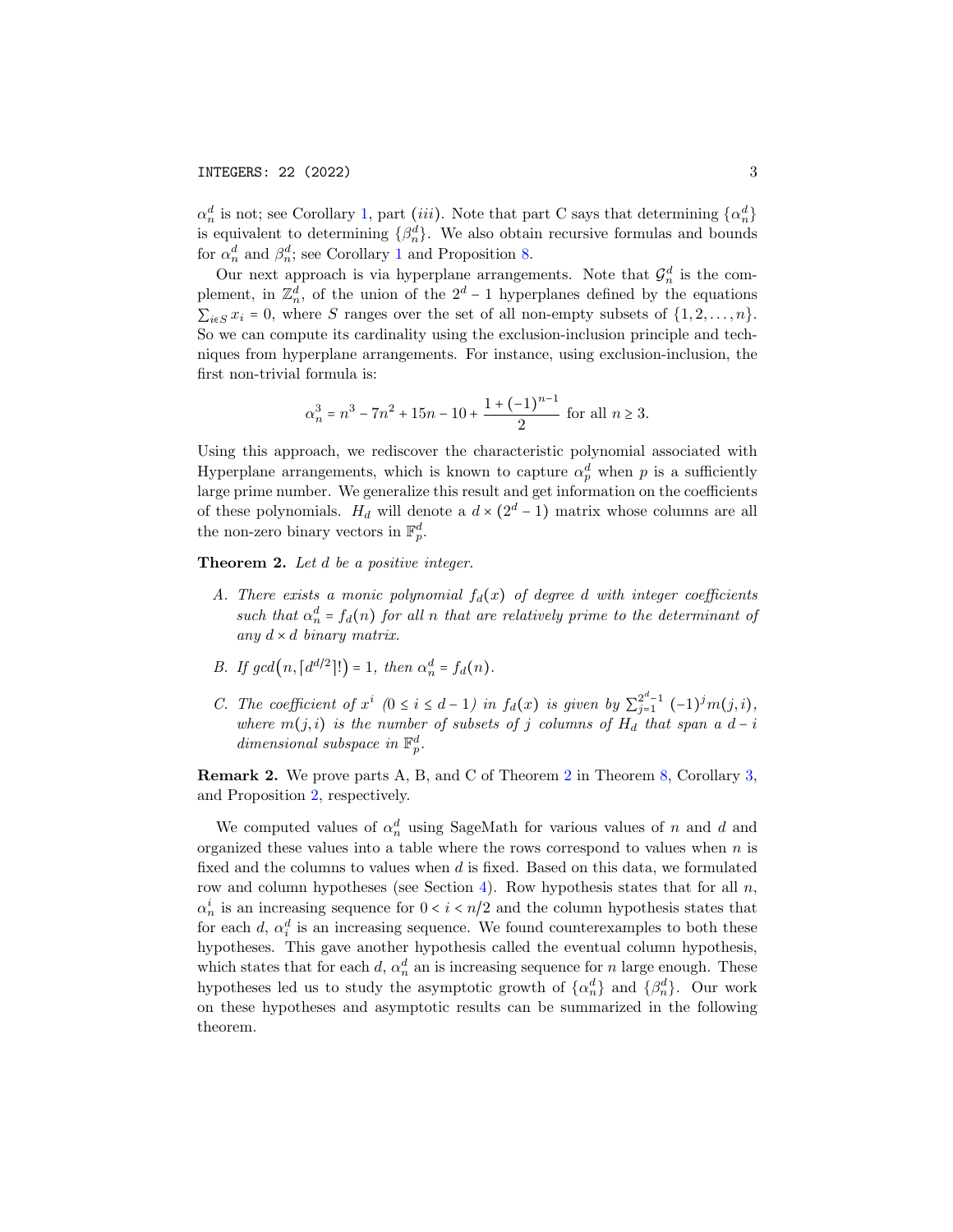$\alpha_n^d$ is not; see Corollary 1, part (*iii*). Note that part C says that determining $\{\alpha_n^d\}$ is equivalent to determining $\{\beta_n^d\}$. We also obtain recursive formulas and bounds for $\alpha_n^d$ and $\beta_n^d$; see Corollary 1 and Proposition 8.

Our next approach is via hyperplane arrangements. Note that $\mathcal{G}_n^d$ is the complement, in $\mathbb{Z}_n^d$, of the union of the $2^d - 1$ hyperplanes defined by the equations $\sum_{i \in S} x_i = 0$, where $S$ ranges over the set of all non-empty subsets of $\{1, 2, \dots, n\}$. So we can compute its cardinality using the exclusion-inclusion principle and techniques from hyperplane arrangements. For instance, using exclusion-inclusion, the first non-trivial formula is:

$$\alpha_n^3 = n^3 - 7n^2 + 15n - 10 + \frac{1 + (-1)^{n-1}}{2} \text{ for all } n \geq 3.$$

Using this approach, we rediscover the characteristic polynomial associated with Hyperplane arrangements, which is known to capture $\alpha_p^d$ when $p$ is a sufficiently large prime number. We generalize this result and get information on the coefficients of these polynomials. $H_d$ will denote a $d \times (2^d - 1)$ matrix whose columns are all the non-zero binary vectors in $\mathbb{F}_p^d$.

**Theorem 2.** *Let $d$ be a positive integer.*

- *A. There exists a monic polynomial $f_d(x)$ of degree $d$ with integer coefficients such that $\alpha_n^d = f_d(n)$ for all $n$ that are relatively prime to the determinant of any $d \times d$ binary matrix.*
- *B. If $gcd\big(n, \lceil d^{d/2} \rceil !\big) = 1$, then $\alpha_n^d = f_d(n)$.*
- *C. The coefficient of $x^i$ $(0 \leq i \leq d-1)$ in $f_d(x)$ is given by $\sum_{j=1}^{2^d-1} (-1)^j m(j, i)$, where $m(j, i)$ is the number of subsets of $j$ columns of $H_d$ that span a $d - i$ dimensional subspace in $\mathbb{F}_p^d$.*

**Remark 2.** We prove parts A, B, and C of Theorem 2 in Theorem 8, Corollary 3, and Proposition 2, respectively.

We computed values of $\alpha_n^d$ using SageMath for various values of $n$ and $d$ and organized these values into a table where the rows correspond to values when $n$ is fixed and the columns to values when $d$ is fixed. Based on this data, we formulated row and column hypotheses (see Section 4). Row hypothesis states that for all $n$, $\alpha_n^i$ is an increasing sequence for $0 < i < n/2$ and the column hypothesis states that for each $d$, $\alpha_i^d$ is an increasing sequence. We found counterexamples to both these hypotheses. This gave another hypothesis called the eventual column hypothesis, which states that for each $d$, $\alpha_n^d$ an is increasing sequence for $n$ large enough. These hypotheses led us to study the asymptotic growth of $\{\alpha_n^d\}$ and $\{\beta_n^d\}$. Our work on these hypotheses and asymptotic results can be summarized in the following theorem.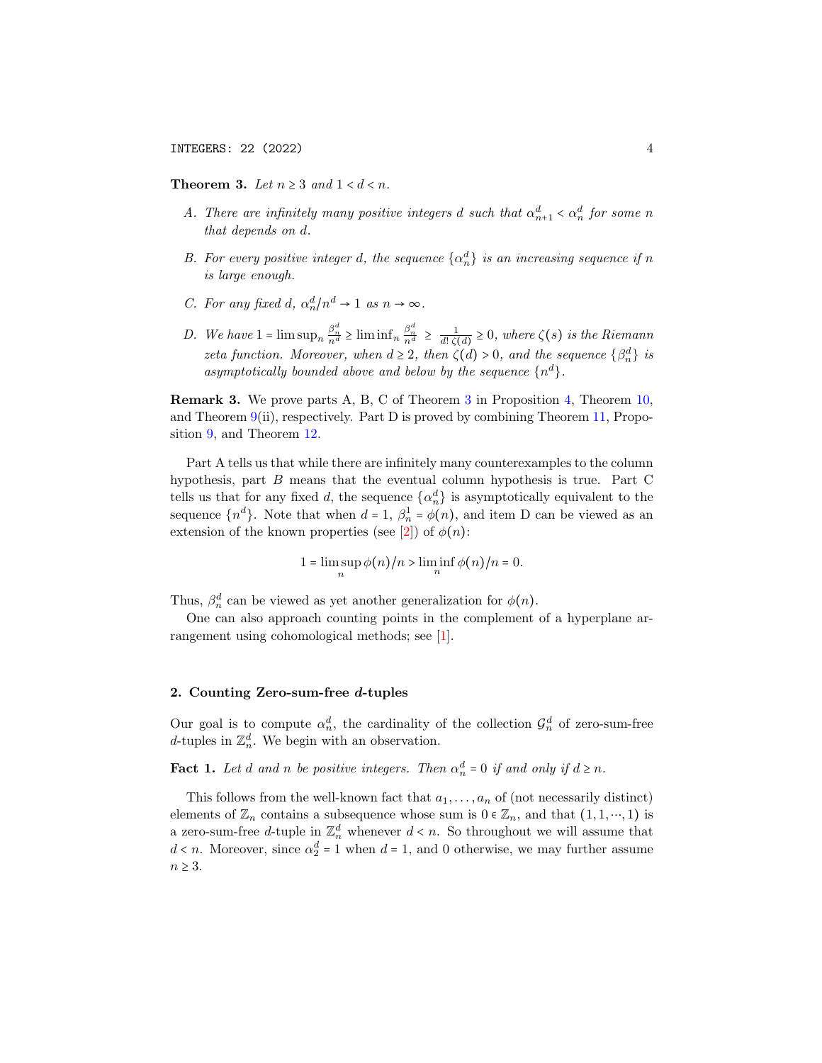**Theorem 3.** *Let $n \geq 3$ and $1 < d < n$.*

A. *There are infinitely many positive integers $d$ such that $\alpha_{n+1}^d < \alpha_n^d$ for some $n$ that depends on $d$.*

B. *For every positive integer $d$, the sequence $\{\alpha_n^d\}$ is an increasing sequence if $n$ is large enough.*

C. *For any fixed $d$, $\alpha_n^d/n^d \to 1$ as $n \to \infty$.*

D. *We have $1 = \limsup_n \frac{\beta_n^d}{n^d} \geq \liminf_n \frac{\beta_n^d}{n^d} \geq \frac{1}{d!\,\zeta(d)} \geq 0$, where $\zeta(s)$ is the Riemann zeta function. Moreover, when $d \geq 2$, then $\zeta(d) > 0$, and the sequence $\{\beta_n^d\}$ is asymptotically bounded above and below by the sequence $\{n^d\}$.*

**Remark 3.** We prove parts A, B, C of Theorem 3 in Proposition 4, Theorem 10, and Theorem 9(ii), respectively. Part D is proved by combining Theorem 11, Proposition 9, and Theorem 12.

Part A tells us that while there are infinitely many counterexamples to the column hypothesis, part $B$ means that the eventual column hypothesis is true. Part C tells us that for any fixed $d$, the sequence $\{\alpha_n^d\}$ is asymptotically equivalent to the sequence $\{n^d\}$. Note that when $d = 1$, $\beta_n^1 = \phi(n)$, and item D can be viewed as an extension of the known properties (see [2]) of $\phi(n)$:

$$1 = \limsup_n \phi(n)/n > \liminf_n \phi(n)/n = 0.$$

Thus, $\beta_n^d$ can be viewed as yet another generalization for $\phi(n)$.

One can also approach counting points in the complement of a hyperplane arrangement using cohomological methods; see [1].

## 2. Counting Zero-sum-free $d$-tuples

Our goal is to compute $\alpha_n^d$, the cardinality of the collection $\mathcal{G}_n^d$ of zero-sum-free $d$-tuples in $\mathbb{Z}_n^d$. We begin with an observation.

**Fact 1.** *Let $d$ and $n$ be positive integers. Then $\alpha_n^d = 0$ if and only if $d \geq n$.*

This follows from the well-known fact that $a_1, \ldots, a_n$ of (not necessarily distinct) elements of $\mathbb{Z}_n$ contains a subsequence whose sum is $0 \in \mathbb{Z}_n$, and that $(1, 1, \cdots, 1)$ is a zero-sum-free $d$-tuple in $\mathbb{Z}_n^d$ whenever $d < n$. So throughout we will assume that $d < n$. Moreover, since $\alpha_2^d = 1$ when $d = 1$, and 0 otherwise, we may further assume $n \geq 3$.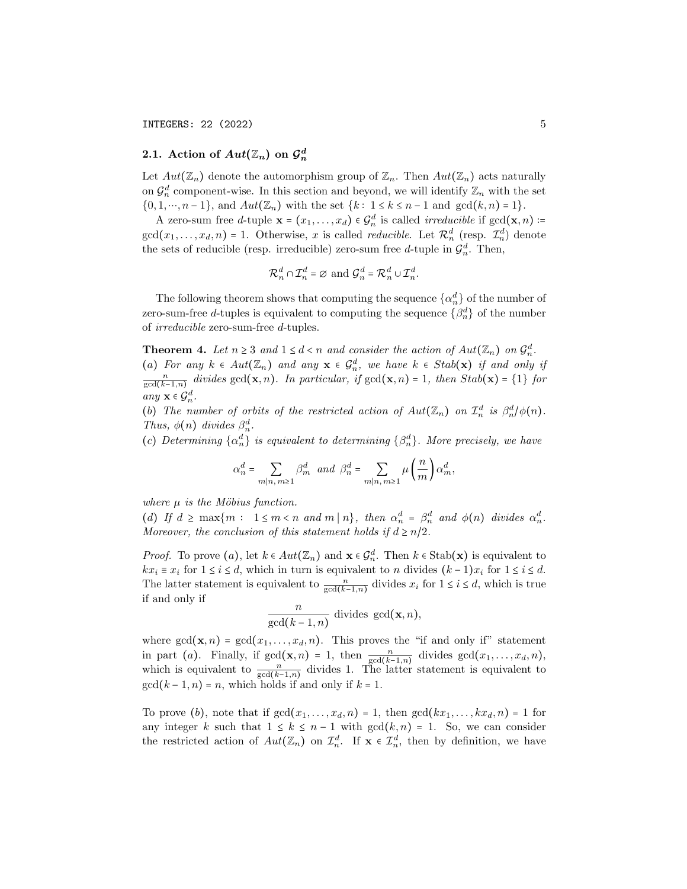### 2.1. Action of $Aut(\mathbb{Z}_n)$ on $\mathcal{G}_n^d$

Let $Aut(\mathbb{Z}_n)$ denote the automorphism group of $\mathbb{Z}_n$. Then $Aut(\mathbb{Z}_n)$ acts naturally on $\mathcal{G}_n^d$ component-wise. In this section and beyond, we will identify $\mathbb{Z}_n$ with the set $\{0, 1, \cdots, n-1\}$, and $Aut(\mathbb{Z}_n)$ with the set $\{k\colon 1 \le k \le n-1 \text{ and } \gcd(k,n) = 1\}$.

A zero-sum free $d$-tuple $\mathbf{x} = (x_1, \ldots, x_d) \in \mathcal{G}_n^d$ is called *irreducible* if $\gcd(\mathbf{x}, n) \coloneqq \gcd(x_1, \ldots, x_d, n) = 1$. Otherwise, $x$ is called *reducible*. Let $\mathcal{R}_n^d$ (resp. $\mathcal{I}_n^d$) denote the sets of reducible (resp. irreducible) zero-sum free $d$-tuple in $\mathcal{G}_n^d$. Then,

$$\mathcal{R}_n^d \cap \mathcal{I}_n^d = \varnothing \text{ and } \mathcal{G}_n^d = \mathcal{R}_n^d \cup \mathcal{I}_n^d.$$

The following theorem shows that computing the sequence $\{\alpha_n^d\}$ of the number of zero-sum-free $d$-tuples is equivalent to computing the sequence $\{\beta_n^d\}$ of the number of *irreducible* zero-sum-free $d$-tuples.

**Theorem 4.** *Let $n \ge 3$ and $1 \le d < n$ and consider the action of $Aut(\mathbb{Z}_n)$ on $\mathcal{G}_n^d$.*
*(a) For any $k \in Aut(\mathbb{Z}_n)$ and any $\mathbf{x} \in \mathcal{G}_n^d$, we have $k \in Stab(\mathbf{x})$ if and only if $\frac{n}{\gcd(k-1,n)}$ divides $\gcd(\mathbf{x}, n)$. In particular, if $\gcd(\mathbf{x}, n) = 1$, then $Stab(\mathbf{x}) = \{1\}$ for any $\mathbf{x} \in \mathcal{G}_n^d$.*
*(b) The number of orbits of the restricted action of $Aut(\mathbb{Z}_n)$ on $\mathcal{I}_n^d$ is $\beta_n^d/\phi(n)$. Thus, $\phi(n)$ divides $\beta_n^d$.*
*(c) Determining $\{\alpha_n^d\}$ is equivalent to determining $\{\beta_n^d\}$. More precisely, we have*

$$\alpha_n^d = \sum_{m|n,\, m\ge 1} \beta_m^d \text{ and } \beta_n^d = \sum_{m|n,\, m\ge 1} \mu\left(\frac{n}{m}\right)\alpha_m^d,$$

*where $\mu$ is the Möbius function.*
*(d) If $d \ge \max\{m:\ 1 \le m < n \text{ and } m \mid n\}$, then $\alpha_n^d = \beta_n^d$ and $\phi(n)$ divides $\alpha_n^d$. Moreover, the conclusion of this statement holds if $d \ge n/2$.*

*Proof.* To prove $(a)$, let $k \in Aut(\mathbb{Z}_n)$ and $\mathbf{x} \in \mathcal{G}_n^d$. Then $k \in \mathrm{Stab}(\mathbf{x})$ is equivalent to $kx_i \equiv x_i$ for $1 \le i \le d$, which in turn is equivalent to $n$ divides $(k-1)x_i$ for $1 \le i \le d$. The latter statement is equivalent to $\frac{n}{\gcd(k-1,n)}$ divides $x_i$ for $1 \le i \le d$, which is true if and only if

$$\frac{n}{\gcd(k-1,n)} \text{ divides } \gcd(\mathbf{x}, n),$$

where $\gcd(\mathbf{x}, n) = \gcd(x_1, \ldots, x_d, n)$. This proves the "if and only if" statement in part $(a)$. Finally, if $\gcd(\mathbf{x}, n) = 1$, then $\frac{n}{\gcd(k-1,n)}$ divides $\gcd(x_1, \ldots, x_d, n)$, which is equivalent to $\frac{n}{\gcd(k-1,n)}$ divides 1. The latter statement is equivalent to $\gcd(k-1, n) = n$, which holds if and only if $k = 1$.

To prove $(b)$, note that if $\gcd(x_1, \ldots, x_d, n) = 1$, then $\gcd(kx_1, \ldots, kx_d, n) = 1$ for any integer $k$ such that $1 \le k \le n-1$ with $\gcd(k, n) = 1$. So, we can consider the restricted action of $Aut(\mathbb{Z}_n)$ on $\mathcal{I}_n^d$. If $\mathbf{x} \in \mathcal{I}_n^d$, then by definition, we have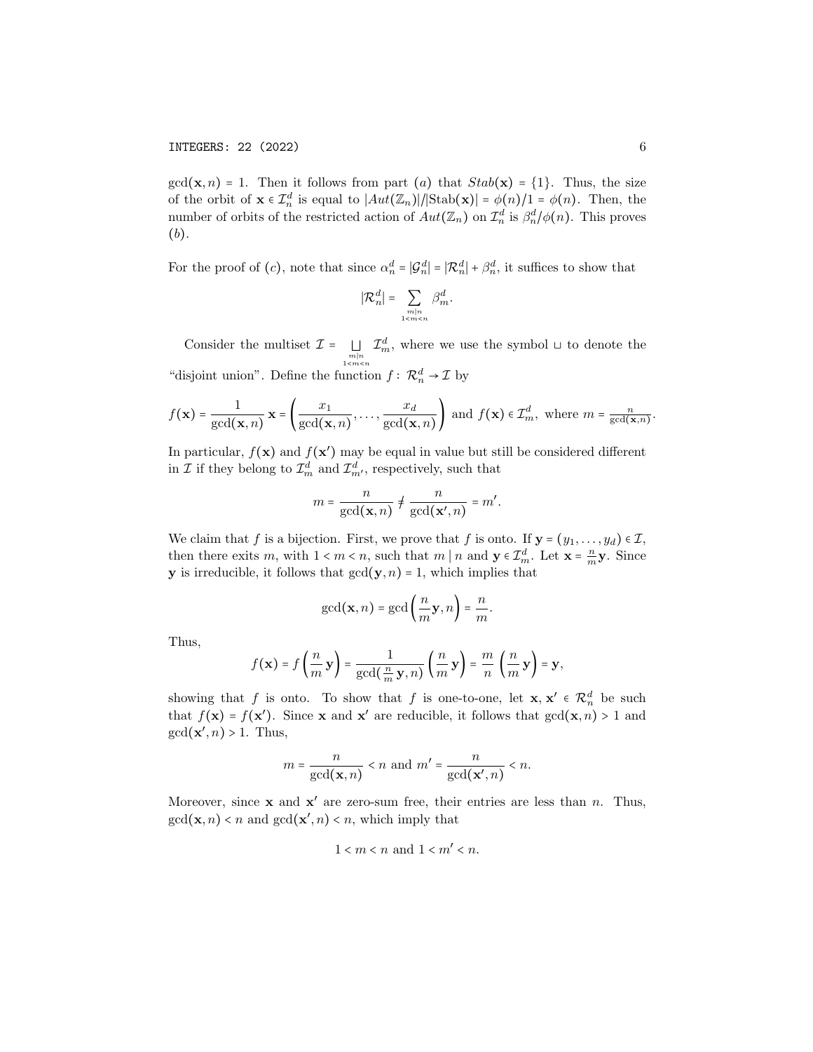$\gcd(\mathbf{x}, n) = 1$. Then it follows from part $(a)$ that $Stab(\mathbf{x}) = \{1\}$. Thus, the size of the orbit of $\mathbf{x} \in \mathcal{I}_n^d$ is equal to $|Aut(\mathbb{Z}_n)|/|\text{Stab}(\mathbf{x})| = \phi(n)/1 = \phi(n)$. Then, the number of orbits of the restricted action of $Aut(\mathbb{Z}_n)$ on $\mathcal{I}_n^d$ is $\beta_n^d/\phi(n)$. This proves $(b)$.

For the proof of $(c)$, note that since $\alpha_n^d = |\mathcal{G}_n^d| = |\mathcal{R}_n^d| + \beta_n^d$, it suffices to show that

$$|\mathcal{R}_n^d| = \sum_{\substack{m|n \\ 1<m<n}} \beta_m^d.$$

Consider the multiset $\mathcal{I} = \bigsqcup_{\substack{m|n \\ 1<m<n}} \mathcal{I}_m^d$, where we use the symbol $\sqcup$ to denote the "disjoint union". Define the function $f: \mathcal{R}_n^d \to \mathcal{I}$ by

$$f(\mathbf{x}) = \frac{1}{\gcd(\mathbf{x}, n)}\,\mathbf{x} = \left(\frac{x_1}{\gcd(\mathbf{x}, n)}, \ldots, \frac{x_d}{\gcd(\mathbf{x}, n)}\right) \text{ and } f(\mathbf{x}) \in \mathcal{I}_m^d, \text{ where } m = \tfrac{n}{\gcd(\mathbf{x}, n)}.$$

In particular, $f(\mathbf{x})$ and $f(\mathbf{x}')$ may be equal in value but still be considered different in $\mathcal{I}$ if they belong to $\mathcal{I}_m^d$ and $\mathcal{I}_{m'}^d$, respectively, such that

$$m = \frac{n}{\gcd(\mathbf{x}, n)} \neq \frac{n}{\gcd(\mathbf{x}', n)} = m'.$$

We claim that $f$ is a bijection. First, we prove that $f$ is onto. If $\mathbf{y} = (y_1, \ldots, y_d) \in \mathcal{I}$, then there exits $m$, with $1 < m < n$, such that $m \mid n$ and $\mathbf{y} \in \mathcal{I}_m^d$. Let $\mathbf{x} = \frac{n}{m}\mathbf{y}$. Since $\mathbf{y}$ is irreducible, it follows that $\gcd(\mathbf{y}, n) = 1$, which implies that

$$\gcd(\mathbf{x}, n) = \gcd\left(\frac{n}{m}\mathbf{y}, n\right) = \frac{n}{m}.$$

Thus,

$$f(\mathbf{x}) = f\left(\frac{n}{m}\,\mathbf{y}\right) = \frac{1}{\gcd(\frac{n}{m}\,\mathbf{y}, n)}\left(\frac{n}{m}\,\mathbf{y}\right) = \frac{m}{n}\,\left(\frac{n}{m}\,\mathbf{y}\right) = \mathbf{y},$$

showing that $f$ is onto. To show that $f$ is one-to-one, let $\mathbf{x}, \mathbf{x}' \in \mathcal{R}_n^d$ be such that $f(\mathbf{x}) = f(\mathbf{x}')$. Since $\mathbf{x}$ and $\mathbf{x}'$ are reducible, it follows that $\gcd(\mathbf{x}, n) > 1$ and $\gcd(\mathbf{x}', n) > 1$. Thus,

$$m = \frac{n}{\gcd(\mathbf{x}, n)} < n \text{ and } m' = \frac{n}{\gcd(\mathbf{x}', n)} < n.$$

Moreover, since $\mathbf{x}$ and $\mathbf{x}'$ are zero-sum free, their entries are less than $n$. Thus, $\gcd(\mathbf{x}, n) < n$ and $\gcd(\mathbf{x}', n) < n$, which imply that

$$1 < m < n \text{ and } 1 < m' < n.$$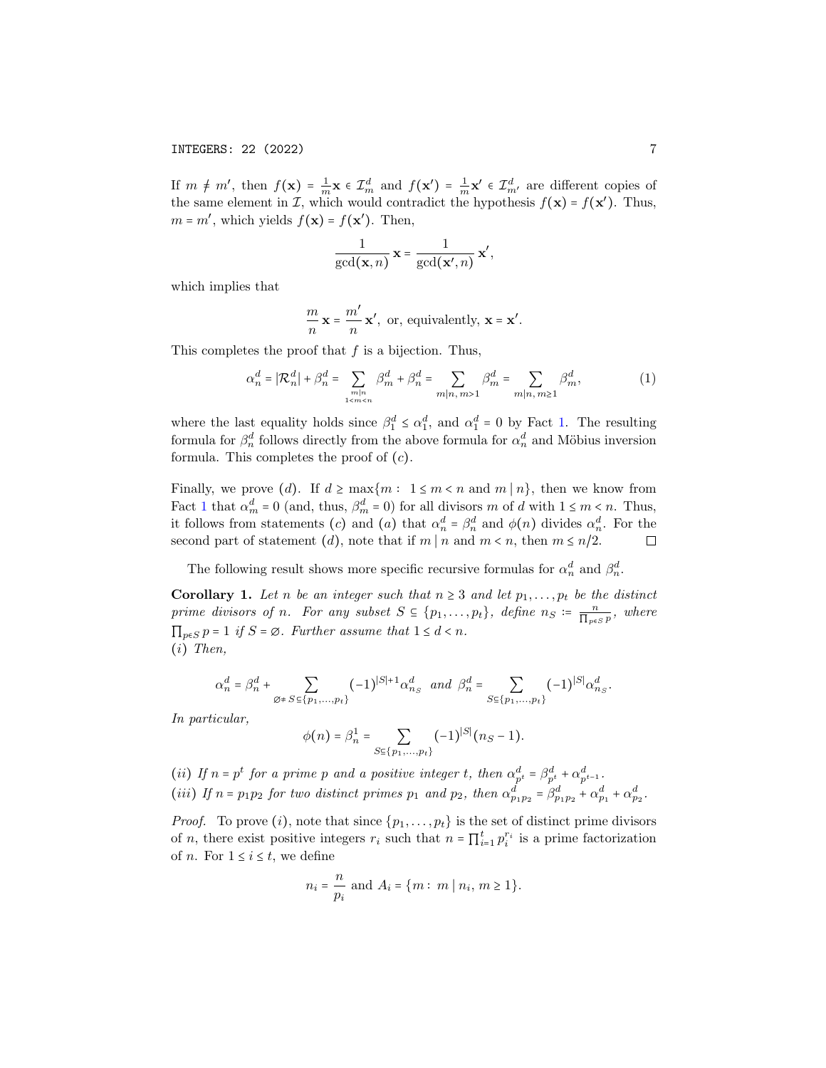If $m \neq m'$, then $f(\mathbf{x}) = \frac{1}{m}\mathbf{x} \in \mathcal{I}_m^d$ and $f(\mathbf{x}') = \frac{1}{m}\mathbf{x}' \in \mathcal{I}_{m'}^d$ are different copies of the same element in $\mathcal{I}$, which would contradict the hypothesis $f(\mathbf{x}) = f(\mathbf{x}')$. Thus, $m = m'$, which yields $f(\mathbf{x}) = f(\mathbf{x}')$. Then,

$$\frac{1}{\gcd(\mathbf{x}, n)}\,\mathbf{x} = \frac{1}{\gcd(\mathbf{x}', n)}\,\mathbf{x}',$$

which implies that

$$\frac{m}{n}\,\mathbf{x} = \frac{m'}{n}\,\mathbf{x}', \text{ or, equivalently, } \mathbf{x} = \mathbf{x}'.$$

This completes the proof that $f$ is a bijection. Thus,

$$\alpha_n^d = |\mathcal{R}_n^d| + \beta_n^d = \sum_{\substack{m|n \\ 1<m<n}} \beta_m^d + \beta_n^d = \sum_{m|n,\, m>1} \beta_m^d = \sum_{m|n,\, m\geq 1} \beta_m^d, \tag{1}$$

where the last equality holds since $\beta_1^d \leq \alpha_1^d$, and $\alpha_1^d = 0$ by Fact 1. The resulting formula for $\beta_n^d$ follows directly from the above formula for $\alpha_n^d$ and Möbius inversion formula. This completes the proof of $(c)$.

Finally, we prove $(d)$. If $d \geq \max\{m : 1 \leq m < n \text{ and } m \mid n\}$, then we know from Fact 1 that $\alpha_m^d = 0$ (and, thus, $\beta_m^d = 0$) for all divisors $m$ of $d$ with $1 \leq m < n$. Thus, it follows from statements $(c)$ and $(a)$ that $\alpha_n^d = \beta_n^d$ and $\phi(n)$ divides $\alpha_n^d$. For the second part of statement $(d)$, note that if $m \mid n$ and $m < n$, then $m \leq n/2$. $\square$

The following result shows more specific recursive formulas for $\alpha_n^d$ and $\beta_n^d$.

**Corollary 1.** *Let $n$ be an integer such that $n \geq 3$ and let $p_1, \ldots, p_t$ be the distinct prime divisors of $n$. For any subset $S \subseteq \{p_1, \ldots, p_t\}$, define $n_S := \frac{n}{\prod_{p \in S} p}$, where $\prod_{p\in S} p = 1$ if $S = \varnothing$. Further assume that $1 \leq d < n$.*
*$(i)$ Then,*

$$\alpha_n^d = \beta_n^d + \sum_{\varnothing \neq S \subseteq \{p_1,\ldots,p_t\}} (-1)^{|S|+1} \alpha_{n_S}^d \quad \text{and} \quad \beta_n^d = \sum_{S \subseteq \{p_1,\ldots,p_t\}} (-1)^{|S|} \alpha_{n_S}^d.$$

*In particular,*

$$\phi(n) = \beta_n^1 = \sum_{S \subseteq \{p_1,\ldots,p_t\}} (-1)^{|S|}(n_S - 1).$$

*$(ii)$ If $n = p^t$ for a prime $p$ and a positive integer $t$, then $\alpha_{p^t}^d = \beta_{p^t}^d + \alpha_{p^{t-1}}^d$.*
*$(iii)$ If $n = p_1 p_2$ for two distinct primes $p_1$ and $p_2$, then $\alpha_{p_1p_2}^d = \beta_{p_1p_2}^d + \alpha_{p_1}^d + \alpha_{p_2}^d$.*

*Proof.* To prove $(i)$, note that since $\{p_1, \ldots, p_t\}$ is the set of distinct prime divisors of $n$, there exist positive integers $r_i$ such that $n = \prod_{i=1}^t p_i^{r_i}$ is a prime factorization of $n$. For $1 \leq i \leq t$, we define

$$n_i = \frac{n}{p_i} \text{ and } A_i = \{m : m \mid n_i,\, m \geq 1\}.$$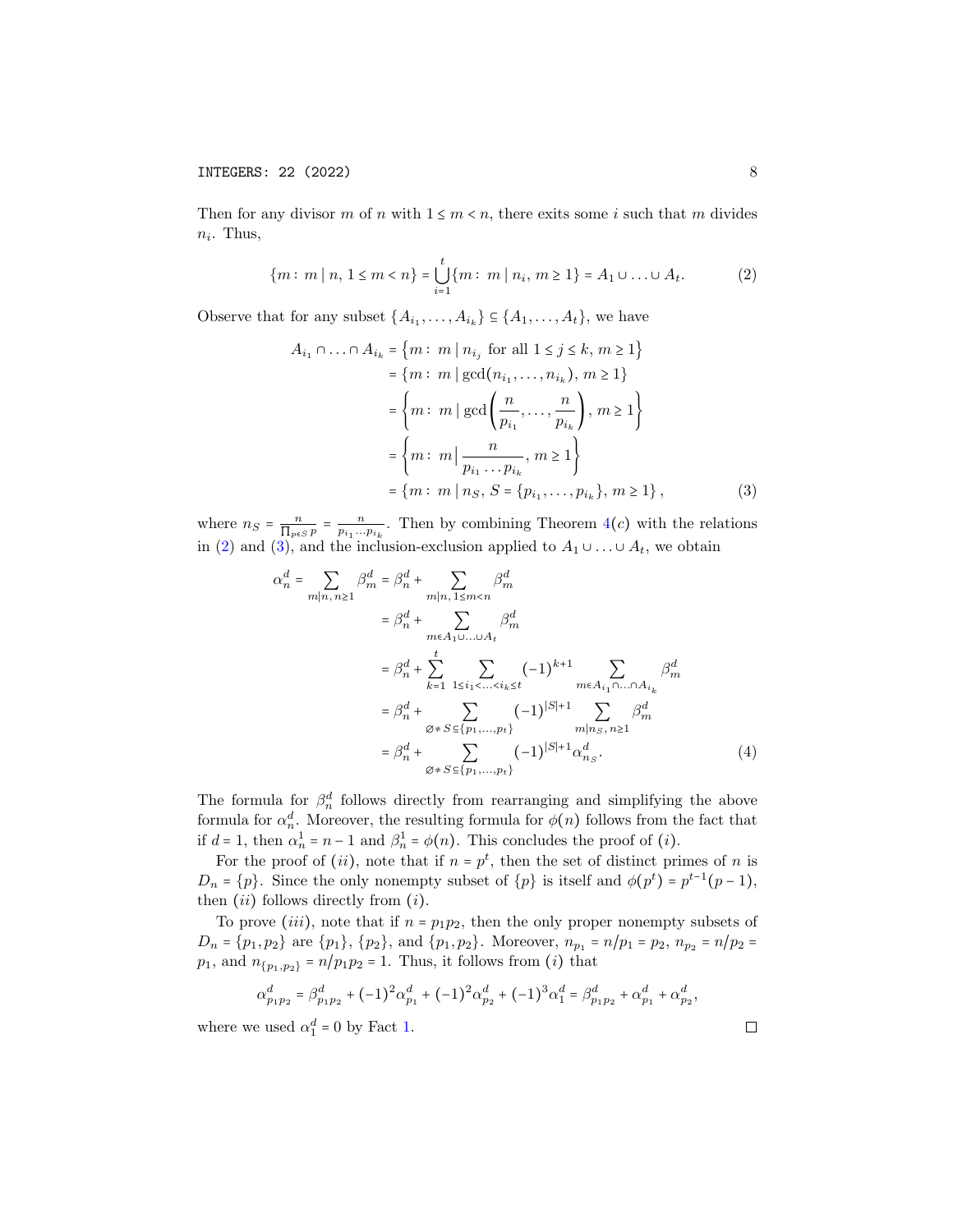Then for any divisor $m$ of $n$ with $1 \le m < n$, there exits some $i$ such that $m$ divides $n_i$. Thus,

$$\{m\colon\, m \mid n,\, 1 \le m < n\} = \bigcup_{i=1}^{t} \{m\colon\, m \mid n_i,\, m \ge 1\} = A_1 \cup \ldots \cup A_t. \tag{2}$$

Observe that for any subset $\{A_{i_1}, \ldots, A_{i_k}\} \subseteq \{A_1, \ldots, A_t\}$, we have

$$\begin{aligned}
A_{i_1} \cap \ldots \cap A_{i_k} &= \left\{m\colon\, m \mid n_{i_j} \text{ for all } 1 \le j \le k,\, m \ge 1\right\} \\
&= \{m\colon\, m \mid \gcd(n_{i_1}, \ldots, n_{i_k}),\, m \ge 1\} \\
&= \left\{m\colon\, m \mid \gcd\left(\frac{n}{p_{i_1}}, \ldots, \frac{n}{p_{i_k}}\right),\, m \ge 1\right\} \\
&= \left\{m\colon\, m \Big| \frac{n}{p_{i_1} \ldots p_{i_k}},\, m \ge 1\right\} \\
&= \{m\colon\, m \mid n_S,\, S = \{p_{i_1}, \ldots, p_{i_k}\},\, m \ge 1\}, \qquad (3)
\end{aligned}$$

where $n_S = \frac{n}{\prod_{p\in S} p} = \frac{n}{p_{i_1}\cdots p_{i_k}}$. Then by combining Theorem 4$(c)$ with the relations in (2) and (3), and the inclusion-exclusion applied to $A_1 \cup \ldots \cup A_t$, we obtain

$$\begin{aligned}
\alpha_n^d = \sum_{m|n,\, n\ge 1} \beta_m^d &= \beta_n^d + \sum_{m|n,\, 1\le m<n} \beta_m^d \\
&= \beta_n^d + \sum_{m\in A_1\cup\ldots\cup A_t} \beta_m^d \\
&= \beta_n^d + \sum_{k=1}^{t} \sum_{1\le i_1<\ldots<i_k\le t} (-1)^{k+1} \sum_{m\in A_{i_1}\cap\ldots\cap A_{i_k}} \beta_m^d \\
&= \beta_n^d + \sum_{\varnothing\ne S\subseteq\{p_1,\ldots,p_t\}} (-1)^{|S|+1} \sum_{m|n_S,\, n\ge 1} \beta_m^d \\
&= \beta_n^d + \sum_{\varnothing\ne S\subseteq\{p_1,\ldots,p_t\}} (-1)^{|S|+1} \alpha_{n_S}^d. \qquad (4)
\end{aligned}$$

The formula for $\beta_n^d$ follows directly from rearranging and simplifying the above formula for $\alpha_n^d$. Moreover, the resulting formula for $\phi(n)$ follows from the fact that if $d = 1$, then $\alpha_n^1 = n - 1$ and $\beta_n^1 = \phi(n)$. This concludes the proof of $(i)$.

For the proof of $(ii)$, note that if $n = p^t$, then the set of distinct primes of $n$ is $D_n = \{p\}$. Since the only nonempty subset of $\{p\}$ is itself and $\phi(p^t) = p^{t-1}(p-1)$, then $(ii)$ follows directly from $(i)$.

To prove $(iii)$, note that if $n = p_1p_2$, then the only proper nonempty subsets of $D_n = \{p_1, p_2\}$ are $\{p_1\}$, $\{p_2\}$, and $\{p_1, p_2\}$. Moreover, $n_{p_1} = n/p_1 = p_2$, $n_{p_2} = n/p_2 = p_1$, and $n_{\{p_1,p_2\}} = n/p_1p_2 = 1$. Thus, it follows from $(i)$ that

$$\alpha_{p_1p_2}^d = \beta_{p_1p_2}^d + (-1)^2\alpha_{p_1}^d + (-1)^2\alpha_{p_2}^d + (-1)^3\alpha_1^d = \beta_{p_1p_2}^d + \alpha_{p_1}^d + \alpha_{p_2}^d,$$

where we used $\alpha_1^d = 0$ by Fact 1. $\square$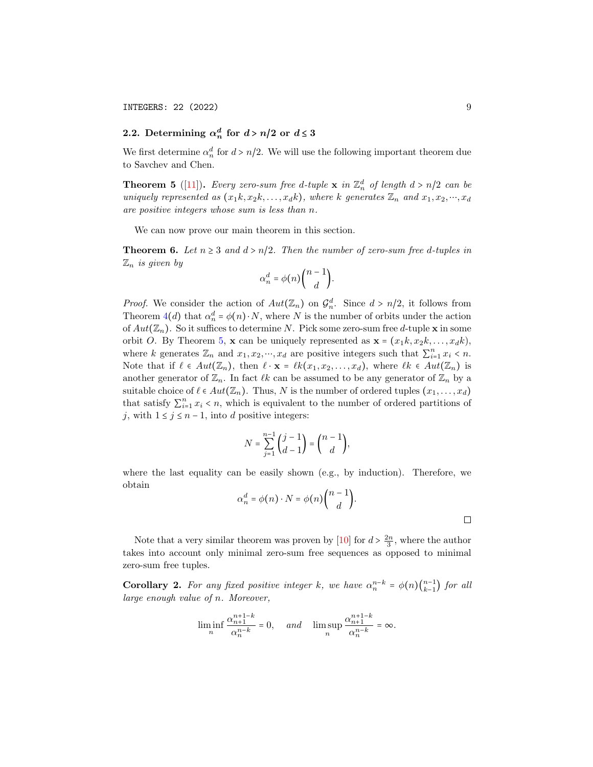### 2.2. Determining $\alpha_n^d$ for $d > n/2$ or $d \leq 3$

We first determine $\alpha_n^d$ for $d > n/2$. We will use the following important theorem due to Savchev and Chen.

**Theorem 5** ([11]). *Every zero-sum free $d$-tuple $\mathbf{x}$ in $\mathbb{Z}_n^d$ of length $d > n/2$ can be uniquely represented as $(x_1k, x_2k, \ldots, x_dk)$, where $k$ generates $\mathbb{Z}_n$ and $x_1, x_2, \cdots, x_d$ are positive integers whose sum is less than $n$.*

We can now prove our main theorem in this section.

**Theorem 6.** *Let $n \geq 3$ and $d > n/2$. Then the number of zero-sum free $d$-tuples in $\mathbb{Z}_n$ is given by*

$$\alpha_n^d = \phi(n)\binom{n-1}{d}.$$

*Proof.* We consider the action of $Aut(\mathbb{Z}_n)$ on $\mathcal{G}_n^d$. Since $d > n/2$, it follows from Theorem 4($d$) that $\alpha_n^d = \phi(n) \cdot N$, where $N$ is the number of orbits under the action of $Aut(\mathbb{Z}_n)$. So it suffices to determine $N$. Pick some zero-sum free $d$-tuple $\mathbf{x}$ in some orbit $O$. By Theorem 5, $\mathbf{x}$ can be uniquely represented as $\mathbf{x} = (x_1k, x_2k, \ldots, x_dk)$, where $k$ generates $\mathbb{Z}_n$ and $x_1, x_2, \cdots, x_d$ are positive integers such that $\sum_{i=1}^n x_i < n$. Note that if $\ell \in Aut(\mathbb{Z}_n)$, then $\ell \cdot \mathbf{x} = \ell k(x_1, x_2, \ldots, x_d)$, where $\ell k \in Aut(\mathbb{Z}_n)$ is another generator of $\mathbb{Z}_n$. In fact $\ell k$ can be assumed to be any generator of $\mathbb{Z}_n$ by a suitable choice of $\ell \in Aut(\mathbb{Z}_n)$. Thus, $N$ is the number of ordered tuples $(x_1, \ldots, x_d)$ that satisfy $\sum_{i=1}^n x_i < n$, which is equivalent to the number of ordered partitions of $j$, with $1 \leq j \leq n-1$, into $d$ positive integers:

$$N = \sum_{j=1}^{n-1}\binom{j-1}{d-1} = \binom{n-1}{d},$$

where the last equality can be easily shown (e.g., by induction). Therefore, we obtain

$$\alpha_n^d = \phi(n) \cdot N = \phi(n)\binom{n-1}{d}.$$

□

Note that a very similar theorem was proven by [10] for $d > \frac{2n}{3}$, where the author takes into account only minimal zero-sum free sequences as opposed to minimal zero-sum free tuples.

**Corollary 2.** *For any fixed positive integer $k$, we have $\alpha_n^{n-k} = \phi(n)\binom{n-1}{k-1}$ for all large enough value of $n$. Moreover,*

$$\liminf_n \frac{\alpha_{n+1}^{n+1-k}}{\alpha_n^{n-k}} = 0, \quad \textit{and} \quad \limsup_n \frac{\alpha_{n+1}^{n+1-k}}{\alpha_n^{n-k}} = \infty.$$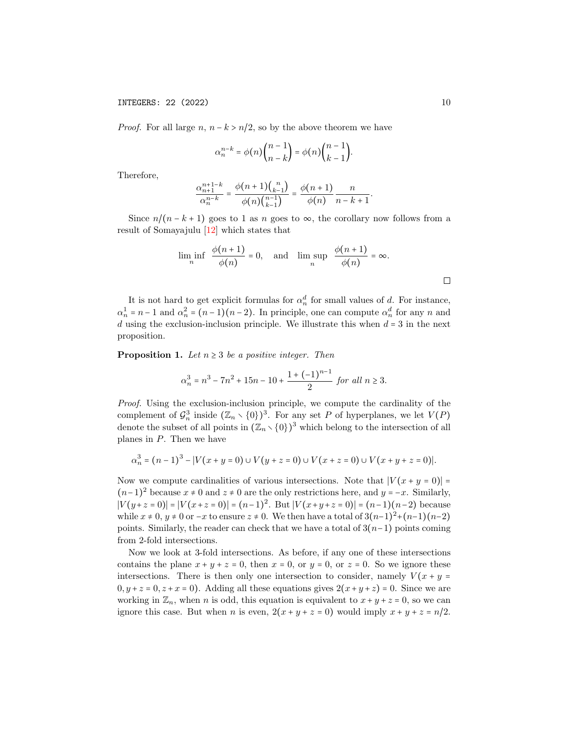*Proof.* For all large $n$, $n - k > n/2$, so by the above theorem we have

$$\alpha_n^{n-k} = \phi(n)\binom{n-1}{n-k} = \phi(n)\binom{n-1}{k-1}.$$

Therefore,

$$\frac{\alpha_{n+1}^{n+1-k}}{\alpha_n^{n-k}} = \frac{\phi(n+1)\binom{n}{k-1}}{\phi(n)\binom{n-1}{k-1}} = \frac{\phi(n+1)}{\phi(n)}\frac{n}{n-k+1}.$$

Since $n/(n-k+1)$ goes to 1 as $n$ goes to $\infty$, the corollary now follows from a result of Somayajulu [12] which states that

$$\liminf_n \frac{\phi(n+1)}{\phi(n)} = 0, \quad \text{and} \quad \limsup_n \frac{\phi(n+1)}{\phi(n)} = \infty.$$

□

It is not hard to get explicit formulas for $\alpha_n^d$ for small values of $d$. For instance, $\alpha_n^1 = n - 1$ and $\alpha_n^2 = (n-1)(n-2)$. In principle, one can compute $\alpha_n^d$ for any $n$ and $d$ using the exclusion-inclusion principle. We illustrate this when $d = 3$ in the next proposition.

**Proposition 1.** *Let $n \geq 3$ be a positive integer. Then*

$$\alpha_n^3 = n^3 - 7n^2 + 15n - 10 + \frac{1 + (-1)^{n-1}}{2} \text{ for all } n \geq 3.$$

*Proof.* Using the exclusion-inclusion principle, we compute the cardinality of the complement of $\mathcal{G}_n^3$ inside $(\mathbb{Z}_n \setminus \{0\})^3$. For any set $P$ of hyperplanes, we let $V(P)$ denote the subset of all points in $(\mathbb{Z}_n \setminus \{0\})^3$ which belong to the intersection of all planes in $P$. Then we have

$$\alpha_n^3 = (n-1)^3 - |V(x+y=0) \cup V(y+z=0) \cup V(x+z=0) \cup V(x+y+z=0)|.$$

Now we compute cardinalities of various intersections. Note that $|V(x+y=0)| = (n-1)^2$ because $x \neq 0$ and $z \neq 0$ are the only restrictions here, and $y = -x$. Similarly, $|V(y+z=0)| = |V(x+z=0)| = (n-1)^2$. But $|V(x+y+z=0)| = (n-1)(n-2)$ because while $x \neq 0$, $y \neq 0$ or $-x$ to ensure $z \neq 0$. We then have a total of $3(n-1)^2 + (n-1)(n-2)$ points. Similarly, the reader can check that we have a total of $3(n-1)$ points coming from 2-fold intersections.

Now we look at 3-fold intersections. As before, if any one of these intersections contains the plane $x + y + z = 0$, then $x = 0$, or $y = 0$, or $z = 0$. So we ignore these intersections. There is then only one intersection to consider, namely $V(x + y = 0, y + z = 0, z + x = 0)$. Adding all these equations gives $2(x + y + z) = 0$. Since we are working in $\mathbb{Z}_n$, when $n$ is odd, this equation is equivalent to $x + y + z = 0$, so we can ignore this case. But when $n$ is even, $2(x + y + z = 0)$ would imply $x + y + z = n/2$.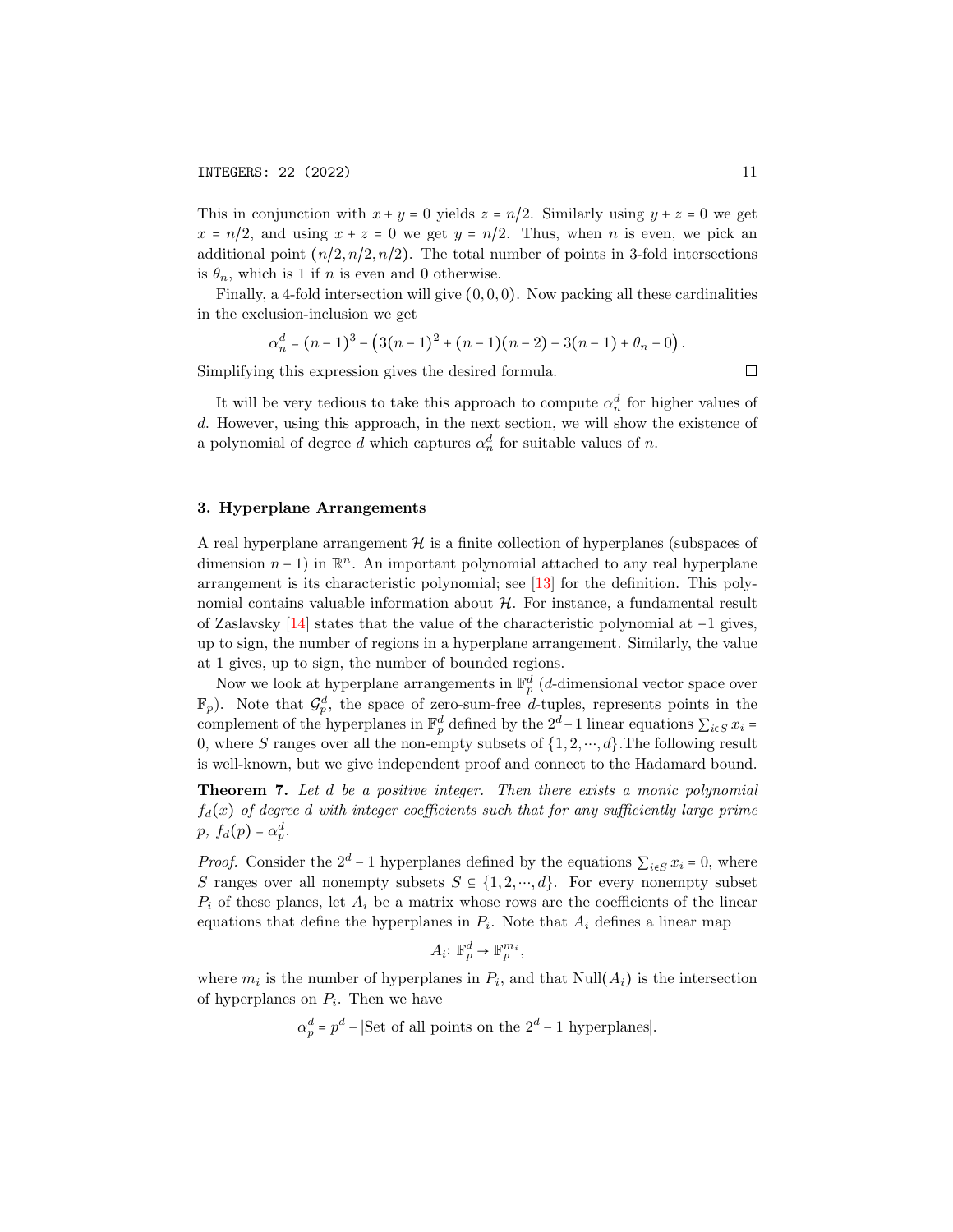This in conjunction with $x + y = 0$ yields $z = n/2$. Similarly using $y + z = 0$ we get $x = n/2$, and using $x + z = 0$ we get $y = n/2$. Thus, when $n$ is even, we pick an additional point $(n/2, n/2, n/2)$. The total number of points in 3-fold intersections is $\theta_n$, which is 1 if $n$ is even and 0 otherwise.

Finally, a 4-fold intersection will give $(0, 0, 0)$. Now packing all these cardinalities in the exclusion-inclusion we get

$$\alpha_n^d = (n-1)^3 - \left(3(n-1)^2 + (n-1)(n-2) - 3(n-1) + \theta_n - 0\right).$$

Simplifying this expression gives the desired formula. □

It will be very tedious to take this approach to compute $\alpha_n^d$ for higher values of $d$. However, using this approach, in the next section, we will show the existence of a polynomial of degree $d$ which captures $\alpha_n^d$ for suitable values of $n$.

## 3. Hyperplane Arrangements

A real hyperplane arrangement $\mathcal{H}$ is a finite collection of hyperplanes (subspaces of dimension $n-1$) in $\mathbb{R}^n$. An important polynomial attached to any real hyperplane arrangement is its characteristic polynomial; see [13] for the definition. This polynomial contains valuable information about $\mathcal{H}$. For instance, a fundamental result of Zaslavsky [14] states that the value of the characteristic polynomial at $-1$ gives, up to sign, the number of regions in a hyperplane arrangement. Similarly, the value at 1 gives, up to sign, the number of bounded regions.

Now we look at hyperplane arrangements in $\mathbb{F}_p^d$ ($d$-dimensional vector space over $\mathbb{F}_p$). Note that $\mathcal{G}_p^d$, the space of zero-sum-free $d$-tuples, represents points in the complement of the hyperplanes in $\mathbb{F}_p^d$ defined by the $2^d - 1$ linear equations $\sum_{i\in S} x_i = 0$, where $S$ ranges over all the non-empty subsets of $\{1, 2, \cdots, d\}$.The following result is well-known, but we give independent proof and connect to the Hadamard bound.

**Theorem 7.** *Let $d$ be a positive integer. Then there exists a monic polynomial $f_d(x)$ of degree $d$ with integer coefficients such that for any sufficiently large prime $p$, $f_d(p) = \alpha_p^d$.*

*Proof.* Consider the $2^d - 1$ hyperplanes defined by the equations $\sum_{i\in S} x_i = 0$, where $S$ ranges over all nonempty subsets $S \subseteq \{1, 2, \cdots, d\}$. For every nonempty subset $P_i$ of these planes, let $A_i$ be a matrix whose rows are the coefficients of the linear equations that define the hyperplanes in $P_i$. Note that $A_i$ defines a linear map

$$A_i \colon \mathbb{F}_p^d \to \mathbb{F}_p^{m_i},$$

where $m_i$ is the number of hyperplanes in $P_i$, and that $\mathrm{Null}(A_i)$ is the intersection of hyperplanes on $P_i$. Then we have

$$\alpha_p^d = p^d - |\text{Set of all points on the } 2^d - 1 \text{ hyperplanes}|.$$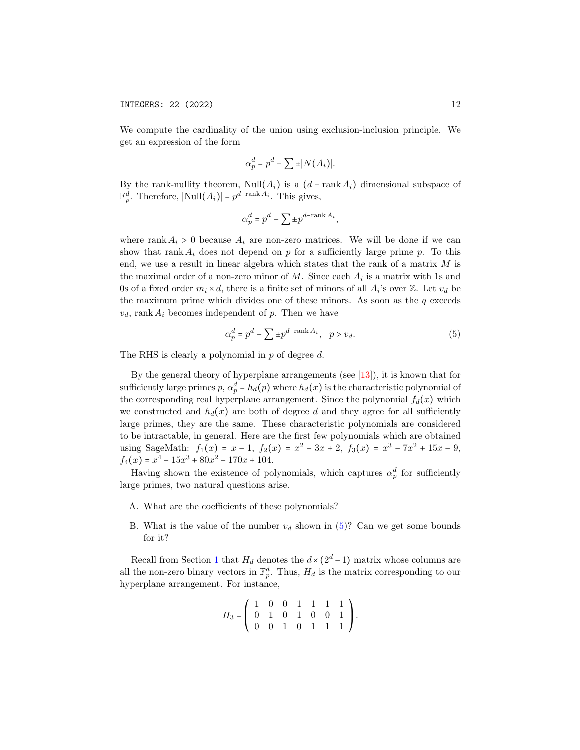We compute the cardinality of the union using exclusion-inclusion principle. We get an expression of the form

$$\alpha_p^d = p^d - \sum \pm |N(A_i)|.$$

By the rank-nullity theorem, $\mathrm{Null}(A_i)$ is a $(d - \operatorname{rank} A_i)$ dimensional subspace of $\mathbb{F}_p^d$. Therefore, $|\mathrm{Null}(A_i)| = p^{d-\operatorname{rank} A_i}$. This gives,

$$\alpha_p^d = p^d - \sum \pm p^{d-\operatorname{rank} A_i},$$

where $\operatorname{rank} A_i > 0$ because $A_i$ are non-zero matrices. We will be done if we can show that $\operatorname{rank} A_i$ does not depend on $p$ for a sufficiently large prime $p$. To this end, we use a result in linear algebra which states that the rank of a matrix $M$ is the maximal order of a non-zero minor of $M$. Since each $A_i$ is a matrix with 1s and 0s of a fixed order $m_i \times d$, there is a finite set of minors of all $A_i$'s over $\mathbb{Z}$. Let $v_d$ be the maximum prime which divides one of these minors. As soon as the $q$ exceeds $v_d$, $\operatorname{rank} A_i$ becomes independent of $p$. Then we have

$$\alpha_p^d = p^d - \sum \pm p^{d-\operatorname{rank} A_i}, \quad p > v_d. \tag{5}$$

The RHS is clearly a polynomial in $p$ of degree $d$. □

By the general theory of hyperplane arrangements (see [13]), it is known that for sufficiently large primes $p$, $\alpha_p^d = h_d(p)$ where $h_d(x)$ is the characteristic polynomial of the corresponding real hyperplane arrangement. Since the polynomial $f_d(x)$ which we constructed and $h_d(x)$ are both of degree $d$ and they agree for all sufficiently large primes, they are the same. These characteristic polynomials are considered to be intractable, in general. Here are the first few polynomials which are obtained using SageMath: $f_1(x) = x - 1$, $f_2(x) = x^2 - 3x + 2$, $f_3(x) = x^3 - 7x^2 + 15x - 9$, $f_4(x) = x^4 - 15x^3 + 80x^2 - 170x + 104$.

Having shown the existence of polynomials, which captures $\alpha_p^d$ for sufficiently large primes, two natural questions arise.

A. What are the coefficients of these polynomials?

B. What is the value of the number $v_d$ shown in (5)? Can we get some bounds for it?

Recall from Section 1 that $H_d$ denotes the $d \times (2^d - 1)$ matrix whose columns are all the non-zero binary vectors in $\mathbb{F}_p^d$. Thus, $H_d$ is the matrix corresponding to our hyperplane arrangement. For instance,

$$H_3 = \begin{pmatrix} 1 & 0 & 0 & 1 & 1 & 1 & 1 \\ 0 & 1 & 0 & 1 & 0 & 0 & 1 \\ 0 & 0 & 1 & 0 & 1 & 1 & 1 \end{pmatrix}.$$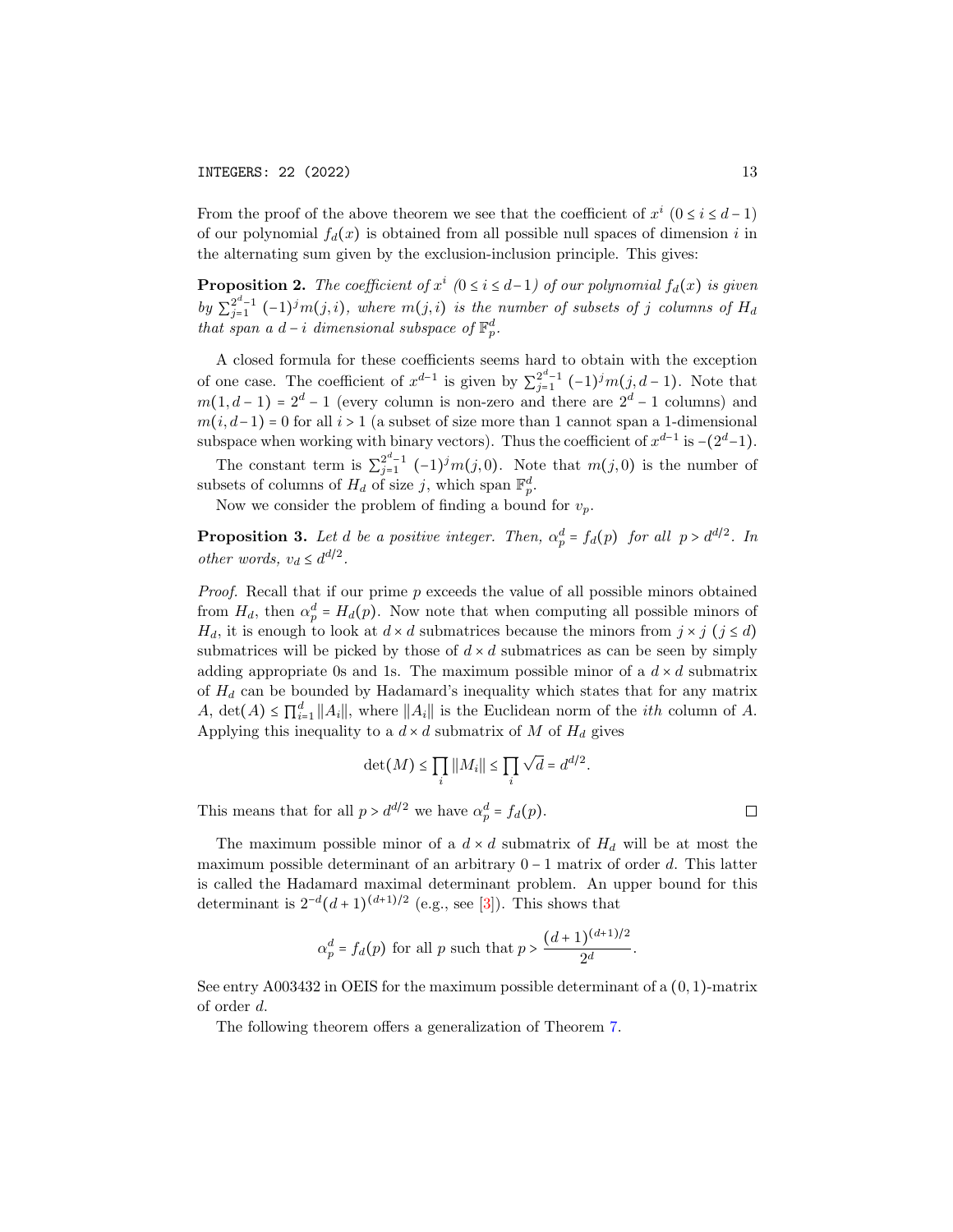From the proof of the above theorem we see that the coefficient of $x^i$ $(0 \le i \le d-1)$ of our polynomial $f_d(x)$ is obtained from all possible null spaces of dimension $i$ in the alternating sum given by the exclusion-inclusion principle. This gives:

**Proposition 2.** *The coefficient of $x^i$ $(0 \le i \le d-1)$ of our polynomial $f_d(x)$ is given by $\sum_{j=1}^{2^d-1}(-1)^j m(j,i)$, where $m(j,i)$ is the number of subsets of $j$ columns of $H_d$ that span a $d-i$ dimensional subspace of $\mathbb{F}_p^d$.*

A closed formula for these coefficients seems hard to obtain with the exception of one case. The coefficient of $x^{d-1}$ is given by $\sum_{j=1}^{2^d-1}(-1)^j m(j,d-1)$. Note that $m(1,d-1) = 2^d - 1$ (every column is non-zero and there are $2^d-1$ columns) and $m(i,d-1) = 0$ for all $i > 1$ (a subset of size more than 1 cannot span a 1-dimensional subspace when working with binary vectors). Thus the coefficient of $x^{d-1}$ is $-(2^d-1)$.

The constant term is $\sum_{j=1}^{2^d-1}(-1)^j m(j,0)$. Note that $m(j,0)$ is the number of subsets of columns of $H_d$ of size $j$, which span $\mathbb{F}_p^d$.

Now we consider the problem of finding a bound for $v_p$.

**Proposition 3.** *Let $d$ be a positive integer. Then, $\alpha_p^d = f_d(p)$ for all $p > d^{d/2}$. In other words, $v_d \le d^{d/2}$.*

*Proof.* Recall that if our prime $p$ exceeds the value of all possible minors obtained from $H_d$, then $\alpha_p^d = H_d(p)$. Now note that when computing all possible minors of $H_d$, it is enough to look at $d \times d$ submatrices because the minors from $j \times j$ $(j \le d)$ submatrices will be picked by those of $d \times d$ submatrices as can be seen by simply adding appropriate 0s and 1s. The maximum possible minor of a $d \times d$ submatrix of $H_d$ can be bounded by Hadamard's inequality which states that for any matrix $A$, $\det(A) \le \prod_{i=1}^{d} \|A_i\|$, where $\|A_i\|$ is the Euclidean norm of the *ith* column of $A$. Applying this inequality to a $d \times d$ submatrix of $M$ of $H_d$ gives

$$\det(M) \le \prod_i \|M_i\| \le \prod_i \sqrt{d} = d^{d/2}.$$

This means that for all $p > d^{d/2}$ we have $\alpha_p^d = f_d(p)$. ∎

The maximum possible minor of a $d \times d$ submatrix of $H_d$ will be at most the maximum possible determinant of an arbitrary $0-1$ matrix of order $d$. This latter is called the Hadamard maximal determinant problem. An upper bound for this determinant is $2^{-d}(d+1)^{(d+1)/2}$ (e.g., see [3]). This shows that

$$\alpha_p^d = f_d(p) \text{ for all } p \text{ such that } p > \frac{(d+1)^{(d+1)/2}}{2^d}.$$

See entry A003432 in OEIS for the maximum possible determinant of a $(0,1)$-matrix of order $d$.

The following theorem offers a generalization of Theorem 7.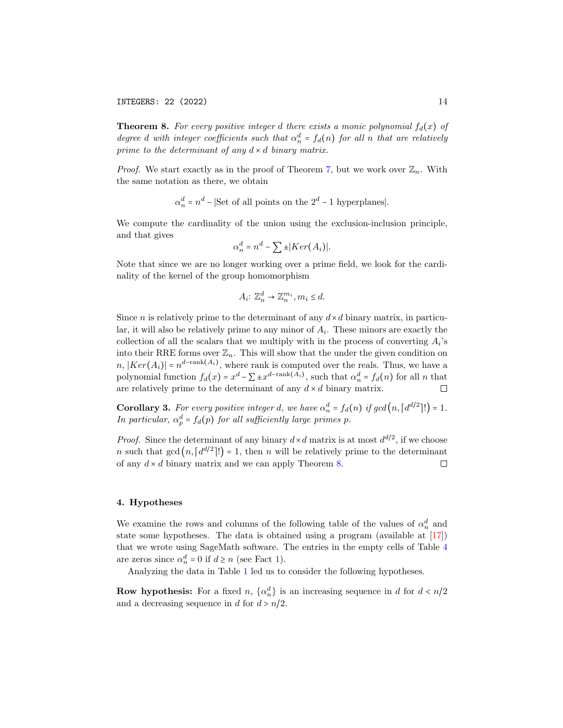**Theorem 8.** *For every positive integer $d$ there exists a monic polynomial $f_d(x)$ of degree $d$ with integer coefficients such that $\alpha_n^d = f_d(n)$ for all $n$ that are relatively prime to the determinant of any $d \times d$ binary matrix.*

*Proof.* We start exactly as in the proof of Theorem 7, but we work over $\mathbb{Z}_n$. With the same notation as there, we obtain

$$\alpha_n^d = n^d - |\text{Set of all points on the } 2^d - 1 \text{ hyperplanes}|.$$

We compute the cardinality of the union using the exclusion-inclusion principle, and that gives

$$\alpha_n^d = n^d - \sum \pm |Ker(A_i)|.$$

Note that since we are no longer working over a prime field, we look for the cardinality of the kernel of the group homomorphism

$$A_i \colon \mathbb{Z}_n^d \to \mathbb{Z}_n^{m_i}, m_i \leq d.$$

Since $n$ is relatively prime to the determinant of any $d \times d$ binary matrix, in particular, it will also be relatively prime to any minor of $A_i$. These minors are exactly the collection of all the scalars that we multiply with in the process of converting $A_i$'s into their RRE forms over $\mathbb{Z}_n$. This will show that the under the given condition on $n$, $|Ker(A_i)| = n^{d-\text{rank}(A_i)}$, where rank is computed over the reals. Thus, we have a polynomial function $f_d(x) = x^d - \sum \pm x^{d-\text{rank}(A_i)}$, such that $\alpha_n^d = f_d(n)$ for all $n$ that are relatively prime to the determinant of any $d \times d$ binary matrix. □

**Corollary 3.** *For every positive integer $d$, we have $\alpha_n^d = f_d(n)$ if $gcd(n, \lceil d^{d/2} \rceil !) = 1$. In particular, $\alpha_p^d = f_d(p)$ for all sufficiently large primes $p$.*

*Proof.* Since the determinant of any binary $d \times d$ matrix is at most $d^{d/2}$, if we choose $n$ such that $\gcd(n, \lceil d^{d/2} \rceil !) = 1$, then $n$ will be relatively prime to the determinant of any $d \times d$ binary matrix and we can apply Theorem 8. □

## 4. Hypotheses

We examine the rows and columns of the following table of the values of $\alpha_n^d$ and state some hypotheses. The data is obtained using a program (available at [17]) that we wrote using SageMath software. The entries in the empty cells of Table 4 are zeros since $\alpha_n^d = 0$ if $d \geq n$ (see Fact 1).

Analyzing the data in Table 1 led us to consider the following hypotheses.

**Row hypothesis:** For a fixed $n$, $\{\alpha_n^d\}$ is an increasing sequence in $d$ for $d < n/2$ and a decreasing sequence in $d$ for $d > n/2$.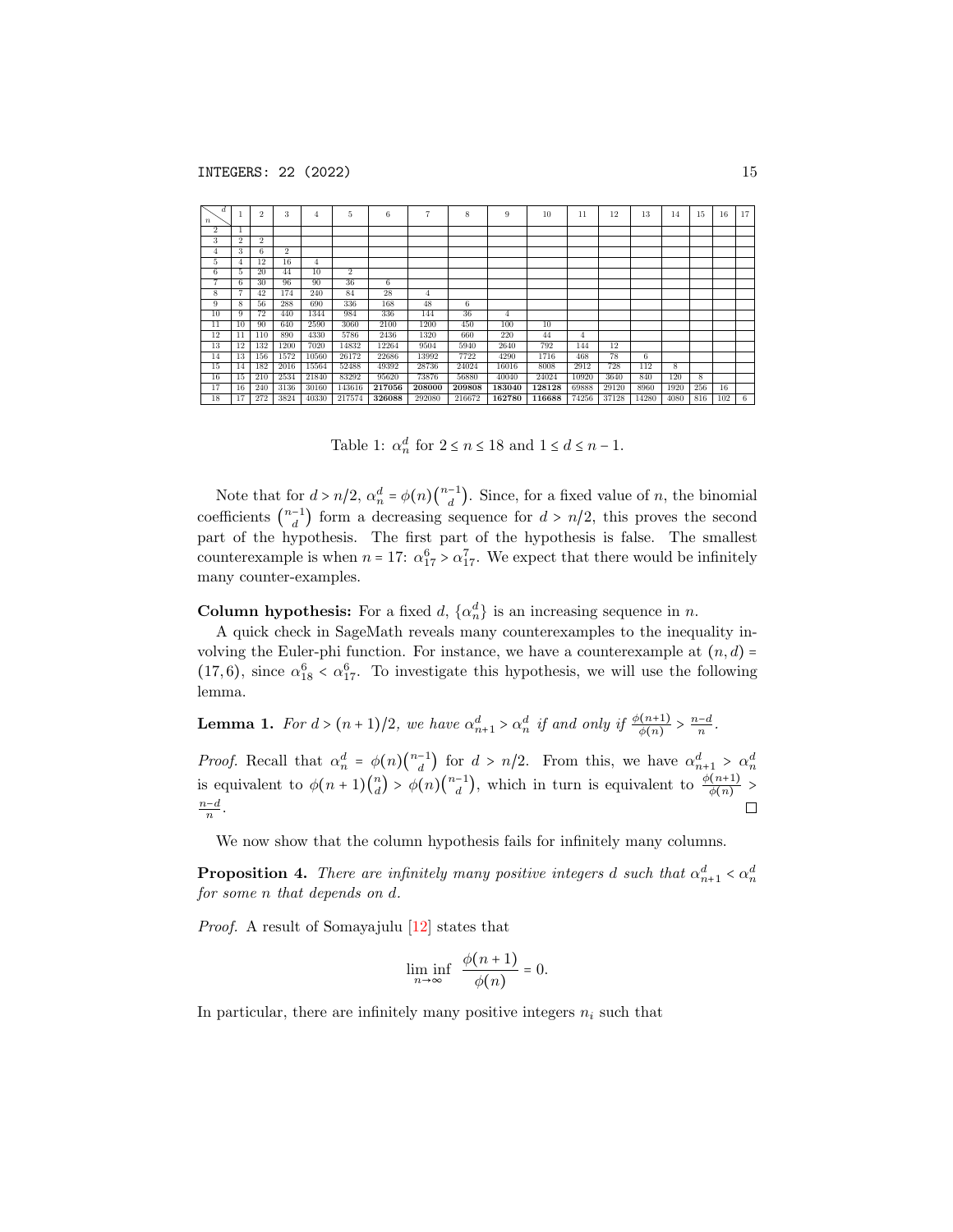| $n$ \ $d$ | 1 | 2 | 3 | 4 | 5 | 6 | 7 | 8 | 9 | 10 | 11 | 12 | 13 | 14 | 15 | 16 | 17 |
|---|---|---|---|---|---|---|---|---|---|---|---|---|---|---|---|---|---|
| 2 | 1 | | | | | | | | | | | | | | | | |
| 3 | 2 | 2 | | | | | | | | | | | | | | | |
| 4 | 3 | 6 | 2 | | | | | | | | | | | | | | |
| 5 | 4 | 12 | 16 | 4 | | | | | | | | | | | | | |
| 6 | 5 | 20 | 44 | 10 | 2 | | | | | | | | | | | | |
| 7 | 6 | 30 | 96 | 90 | 36 | 6 | | | | | | | | | | | |
| 8 | 7 | 42 | 174 | 240 | 84 | 28 | 4 | | | | | | | | | | |
| 9 | 8 | 56 | 288 | 690 | 336 | 168 | 48 | 6 | | | | | | | | | |
| 10 | 9 | 72 | 440 | 1344 | 984 | 336 | 144 | 36 | 4 | | | | | | | | |
| 11 | 10 | 90 | 640 | 2590 | 3060 | 2100 | 1200 | 450 | 100 | 10 | | | | | | | |
| 12 | 11 | 110 | 890 | 4330 | 5786 | 2436 | 1320 | 660 | 220 | 44 | 4 | | | | | | |
| 13 | 12 | 132 | 1200 | 7020 | 14832 | 12264 | 9504 | 5940 | 2640 | 792 | 144 | 12 | | | | | |
| 14 | 13 | 156 | 1572 | 10560 | 26172 | 22686 | 13992 | 7722 | 4290 | 1716 | 468 | 78 | 6 | | | | |
| 15 | 14 | 182 | 2016 | 15564 | 52488 | 49392 | 28736 | 24024 | 16016 | 8008 | 2912 | 728 | 112 | 8 | | | |
| 16 | 15 | 210 | 2534 | 21840 | 83292 | 95620 | 73876 | 56880 | 40040 | 24024 | 10920 | 3640 | 840 | 120 | 8 | | |
| 17 | 16 | 240 | 3136 | 30160 | 143616 | **217056** | **208000** | **209808** | **183040** | **128128** | 69888 | 29120 | 8960 | 1920 | 256 | 16 | |
| 18 | 17 | 272 | 3824 | 40330 | 217574 | **326088** | 292080 | 216672 | **162780** | **116688** | 74256 | 37128 | 14280 | 4080 | 816 | 102 | 6 |

Table 1: $\alpha_n^d$ for $2 \le n \le 18$ and $1 \le d \le n-1$.

Note that for $d > n/2$, $\alpha_n^d = \phi(n)\binom{n-1}{d}$. Since, for a fixed value of $n$, the binomial coefficients $\binom{n-1}{d}$ form a decreasing sequence for $d > n/2$, this proves the second part of the hypothesis. The first part of the hypothesis is false. The smallest counterexample is when $n = 17$: $\alpha_{17}^6 > \alpha_{17}^7$. We expect that there would be infinitely many counter-examples.

**Column hypothesis:** For a fixed $d$, $\{\alpha_n^d\}$ is an increasing sequence in $n$.

A quick check in SageMath reveals many counterexamples to the inequality involving the Euler-phi function. For instance, we have a counterexample at $(n,d) = (17,6)$, since $\alpha_{18}^6 < \alpha_{17}^6$. To investigate this hypothesis, we will use the following lemma.

**Lemma 1.** *For $d > (n+1)/2$, we have $\alpha_{n+1}^d > \alpha_n^d$ if and only if $\frac{\phi(n+1)}{\phi(n)} > \frac{n-d}{n}$.*

*Proof.* Recall that $\alpha_n^d = \phi(n)\binom{n-1}{d}$ for $d > n/2$. From this, we have $\alpha_{n+1}^d > \alpha_n^d$ is equivalent to $\phi(n+1)\binom{n}{d} > \phi(n)\binom{n-1}{d}$, which in turn is equivalent to $\frac{\phi(n+1)}{\phi(n)} > \frac{n-d}{n}$. ◻

We now show that the column hypothesis fails for infinitely many columns.

**Proposition 4.** *There are infinitely many positive integers $d$ such that $\alpha_{n+1}^d < \alpha_n^d$ for some $n$ that depends on $d$.*

*Proof.* A result of Somayajulu [12] states that

$$\liminf_{n\to\infty} \frac{\phi(n+1)}{\phi(n)} = 0.$$

In particular, there are infinitely many positive integers $n_i$ such that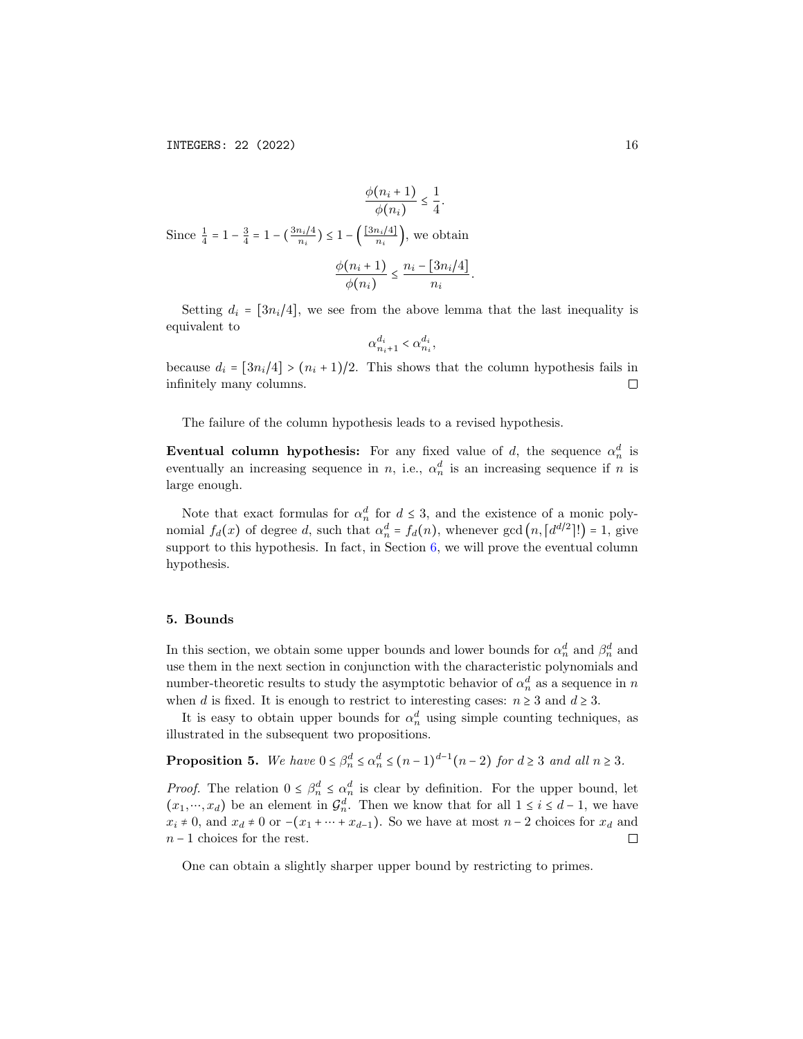$$\frac{\phi(n_i+1)}{\phi(n_i)} \leq \frac{1}{4}.$$

Since $\frac{1}{4} = 1 - \frac{3}{4} = 1 - \left(\frac{3n_i/4}{n_i}\right) \leq 1 - \left(\frac{\lceil 3n_i/4 \rceil}{n_i}\right)$, we obtain

$$\frac{\phi(n_i+1)}{\phi(n_i)} \leq \frac{n_i - \lceil 3n_i/4 \rceil}{n_i}.$$

Setting $d_i = \lceil 3n_i/4 \rceil$, we see from the above lemma that the last inequality is equivalent to

$$\alpha_{n_i+1}^{d_i} < \alpha_{n_i}^{d_i},$$

because $d_i = \lceil 3n_i/4 \rceil > (n_i+1)/2$. This shows that the column hypothesis fails in infinitely many columns. $\square$

The failure of the column hypothesis leads to a revised hypothesis.

**Eventual column hypothesis:** For any fixed value of $d$, the sequence $\alpha_n^d$ is eventually an increasing sequence in $n$, i.e., $\alpha_n^d$ is an increasing sequence if $n$ is large enough.

Note that exact formulas for $\alpha_n^d$ for $d \leq 3$, and the existence of a monic polynomial $f_d(x)$ of degree $d$, such that $\alpha_n^d = f_d(n)$, whenever $\gcd\left(n, \lceil d^{d/2} \rceil !\right) = 1$, give support to this hypothesis. In fact, in Section 6, we will prove the eventual column hypothesis.

## 5. Bounds

In this section, we obtain some upper bounds and lower bounds for $\alpha_n^d$ and $\beta_n^d$ and use them in the next section in conjunction with the characteristic polynomials and number-theoretic results to study the asymptotic behavior of $\alpha_n^d$ as a sequence in $n$ when $d$ is fixed. It is enough to restrict to interesting cases: $n \geq 3$ and $d \geq 3$.

It is easy to obtain upper bounds for $\alpha_n^d$ using simple counting techniques, as illustrated in the subsequent two propositions.

**Proposition 5.** *We have $0 \leq \beta_n^d \leq \alpha_n^d \leq (n-1)^{d-1}(n-2)$ for $d \geq 3$ and all $n \geq 3$.*

*Proof.* The relation $0 \leq \beta_n^d \leq \alpha_n^d$ is clear by definition. For the upper bound, let $(x_1, \cdots, x_d)$ be an element in $\mathcal{G}_n^d$. Then we know that for all $1 \leq i \leq d-1$, we have $x_i \neq 0$, and $x_d \neq 0$ or $-(x_1 + \cdots + x_{d-1})$. So we have at most $n-2$ choices for $x_d$ and $n-1$ choices for the rest. $\square$

One can obtain a slightly sharper upper bound by restricting to primes.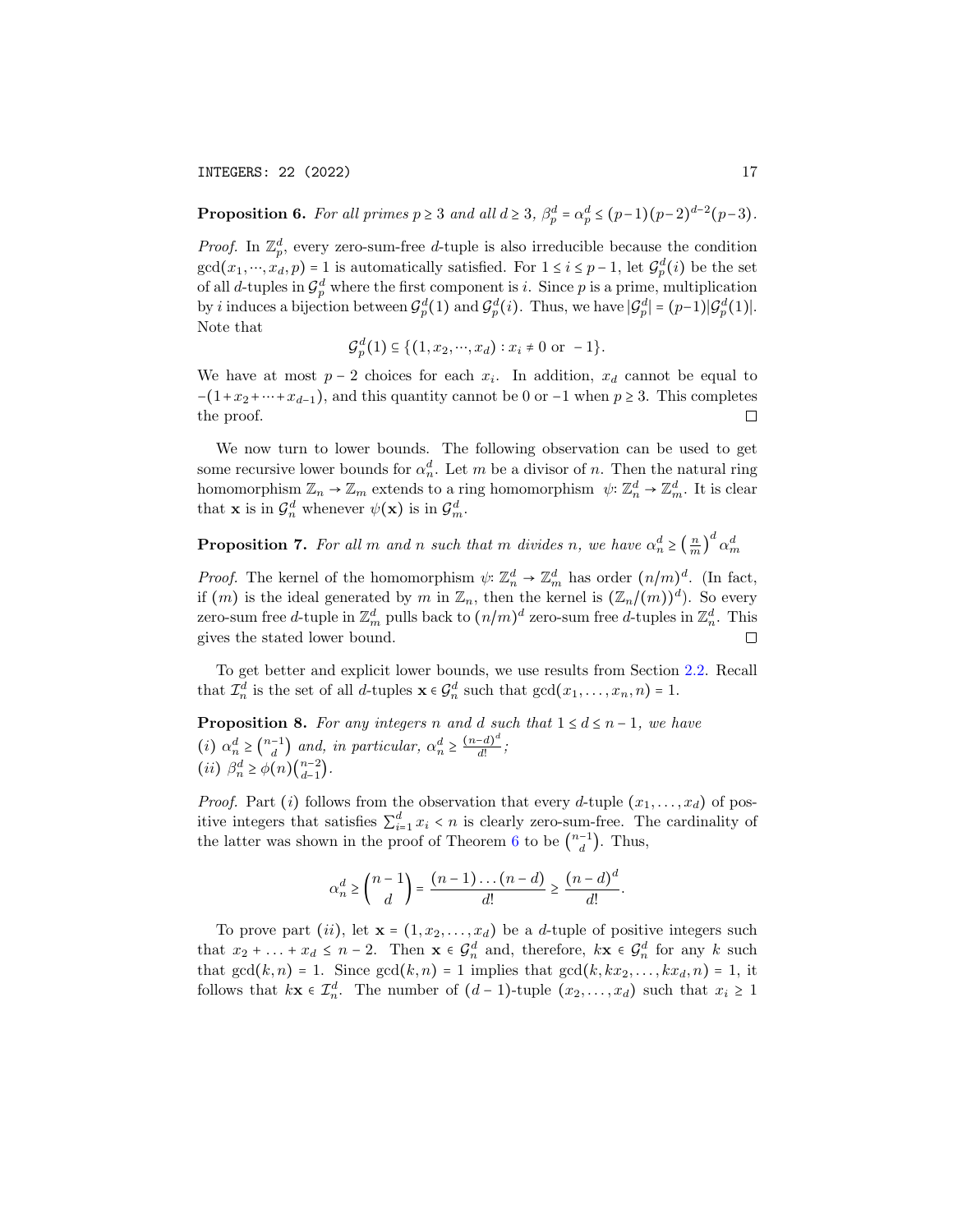**Proposition 6.** *For all primes $p \geq 3$ and all $d \geq 3$, $\beta_p^d = \alpha_p^d \leq (p-1)(p-2)^{d-2}(p-3)$.*

*Proof.* In $\mathbb{Z}_p^d$, every zero-sum-free $d$-tuple is also irreducible because the condition $\gcd(x_1, \cdots, x_d, p) = 1$ is automatically satisfied. For $1 \leq i \leq p-1$, let $\mathcal{G}_p^d(i)$ be the set of all $d$-tuples in $\mathcal{G}_p^d$ where the first component is $i$. Since $p$ is a prime, multiplication by $i$ induces a bijection between $\mathcal{G}_p^d(1)$ and $\mathcal{G}_p^d(i)$. Thus, we have $|\mathcal{G}_p^d| = (p-1)|\mathcal{G}_p^d(1)|$. Note that

$$\mathcal{G}_p^d(1) \subseteq \{(1, x_2, \cdots, x_d) : x_i \neq 0 \text{ or } -1\}.$$

We have at most $p-2$ choices for each $x_i$. In addition, $x_d$ cannot be equal to $-(1 + x_2 + \cdots + x_{d-1})$, and this quantity cannot be 0 or $-1$ when $p \geq 3$. This completes the proof. □

We now turn to lower bounds. The following observation can be used to get some recursive lower bounds for $\alpha_n^d$. Let $m$ be a divisor of $n$. Then the natural ring homomorphism $\mathbb{Z}_n \to \mathbb{Z}_m$ extends to a ring homomorphism $\psi: \mathbb{Z}_n^d \to \mathbb{Z}_m^d$. It is clear that $\mathbf{x}$ is in $\mathcal{G}_n^d$ whenever $\psi(\mathbf{x})$ is in $\mathcal{G}_m^d$.

**Proposition 7.** *For all $m$ and $n$ such that $m$ divides $n$, we have $\alpha_n^d \geq \left(\frac{n}{m}\right)^d \alpha_m^d$*

*Proof.* The kernel of the homomorphism $\psi: \mathbb{Z}_n^d \to \mathbb{Z}_m^d$ has order $(n/m)^d$. (In fact, if $(m)$ is the ideal generated by $m$ in $\mathbb{Z}_n$, then the kernel is $(\mathbb{Z}_n/(m))^d$). So every zero-sum free $d$-tuple in $\mathbb{Z}_m^d$ pulls back to $(n/m)^d$ zero-sum free $d$-tuples in $\mathbb{Z}_n^d$. This gives the stated lower bound. □

To get better and explicit lower bounds, we use results from Section 2.2. Recall that $\mathcal{I}_n^d$ is the set of all $d$-tuples $\mathbf{x} \in \mathcal{G}_n^d$ such that $\gcd(x_1, \ldots, x_n, n) = 1$.

**Proposition 8.** *For any integers $n$ and $d$ such that $1 \leq d \leq n-1$, we have*
*(i) $\alpha_n^d \geq \binom{n-1}{d}$ and, in particular, $\alpha_n^d \geq \frac{(n-d)^d}{d!}$;*
*(ii) $\beta_n^d \geq \phi(n)\binom{n-2}{d-1}$.*

*Proof.* Part $(i)$ follows from the observation that every $d$-tuple $(x_1, \ldots, x_d)$ of positive integers that satisfies $\sum_{i=1}^d x_i < n$ is clearly zero-sum-free. The cardinality of the latter was shown in the proof of Theorem 6 to be $\binom{n-1}{d}$. Thus,

$$\alpha_n^d \geq \binom{n-1}{d} = \frac{(n-1)\ldots(n-d)}{d!} \geq \frac{(n-d)^d}{d!}.$$

To prove part $(ii)$, let $\mathbf{x} = (1, x_2, \ldots, x_d)$ be a $d$-tuple of positive integers such that $x_2 + \ldots + x_d \leq n-2$. Then $\mathbf{x} \in \mathcal{G}_n^d$ and, therefore, $k\mathbf{x} \in \mathcal{G}_n^d$ for any $k$ such that $\gcd(k, n) = 1$. Since $\gcd(k, n) = 1$ implies that $\gcd(k, kx_2, \ldots, kx_d, n) = 1$, it follows that $k\mathbf{x} \in \mathcal{I}_n^d$. The number of $(d-1)$-tuple $(x_2, \ldots, x_d)$ such that $x_i \geq 1$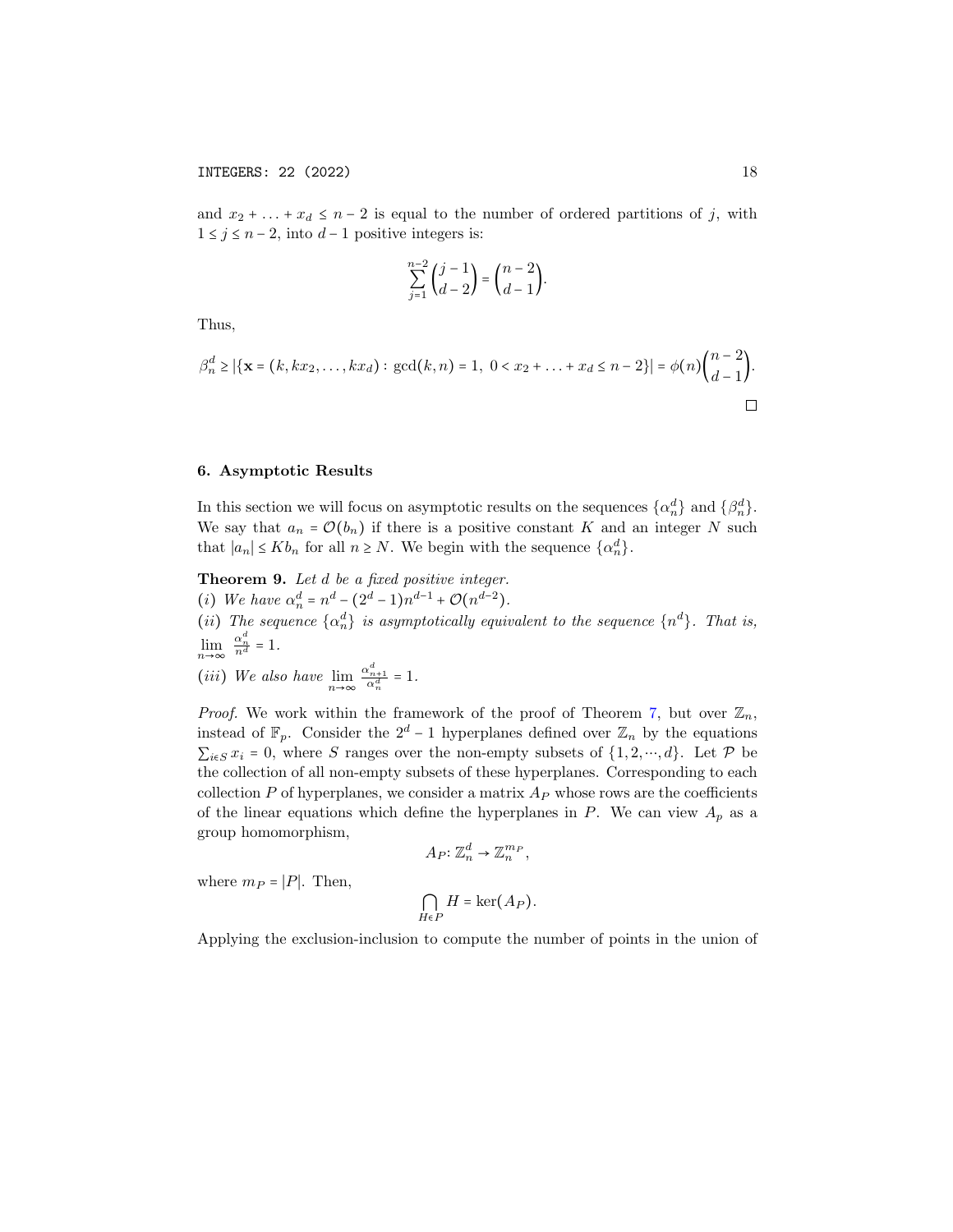and $x_2 + \ldots + x_d \le n-2$ is equal to the number of ordered partitions of $j$, with $1 \le j \le n-2$, into $d-1$ positive integers is:

$$\sum_{j=1}^{n-2} \binom{j-1}{d-2} = \binom{n-2}{d-1}.$$

Thus,

$$\beta_n^d \ge |\{\mathbf{x} = (k, kx_2, \ldots, kx_d) : \gcd(k,n) = 1,\ 0 < x_2 + \ldots + x_d \le n-2\}| = \phi(n)\binom{n-2}{d-1}.$$

□

## 6. Asymptotic Results

In this section we will focus on asymptotic results on the sequences $\{\alpha_n^d\}$ and $\{\beta_n^d\}$. We say that $a_n = \mathcal{O}(b_n)$ if there is a positive constant $K$ and an integer $N$ such that $|a_n| \le K b_n$ for all $n \ge N$. We begin with the sequence $\{\alpha_n^d\}$.

**Theorem 9.** *Let $d$ be a fixed positive integer.*
*(i) We have $\alpha_n^d = n^d - (2^d - 1)n^{d-1} + \mathcal{O}(n^{d-2})$.*
*(ii) The sequence $\{\alpha_n^d\}$ is asymptotically equivalent to the sequence $\{n^d\}$. That is, $\lim_{n\to\infty} \frac{\alpha_n^d}{n^d} = 1$.*
*(iii) We also have $\lim_{n\to\infty} \frac{\alpha_{n+1}^d}{\alpha_n^d} = 1$.*

*Proof.* We work within the framework of the proof of Theorem 7, but over $\mathbb{Z}_n$, instead of $\mathbb{F}_p$. Consider the $2^d - 1$ hyperplanes defined over $\mathbb{Z}_n$ by the equations $\sum_{i\in S} x_i = 0$, where $S$ ranges over the non-empty subsets of $\{1, 2, \cdots, d\}$. Let $\mathcal{P}$ be the collection of all non-empty subsets of these hyperplanes. Corresponding to each collection $P$ of hyperplanes, we consider a matrix $A_P$ whose rows are the coefficients of the linear equations which define the hyperplanes in $P$. We can view $A_p$ as a group homomorphism,

$$A_P : \mathbb{Z}_n^d \to \mathbb{Z}_n^{m_P},$$

where $m_P = |P|$. Then,

$$\bigcap_{H \in P} H = \ker(A_P).$$

Applying the exclusion-inclusion to compute the number of points in the union of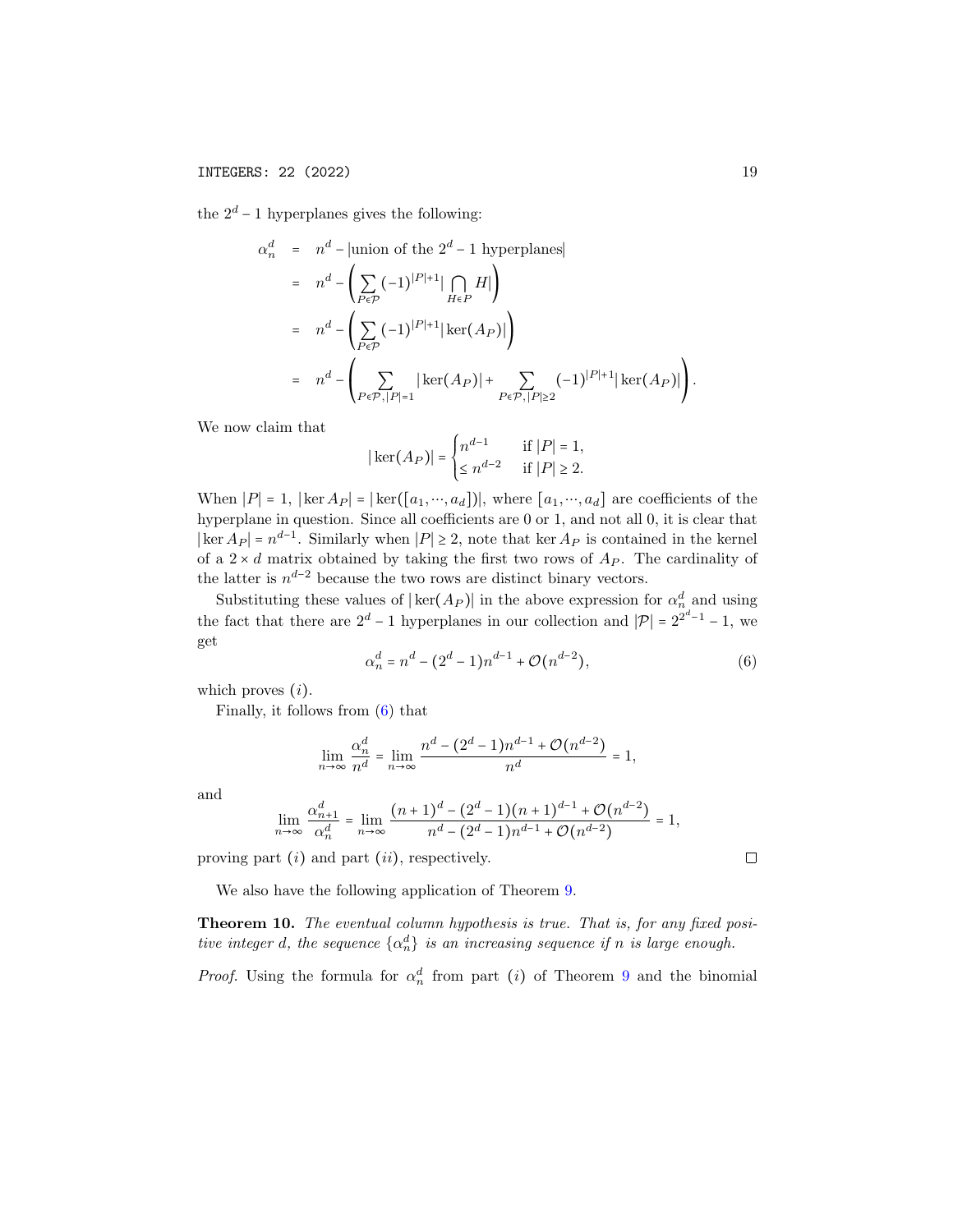the $2^d - 1$ hyperplanes gives the following:

$$
\begin{aligned}
\alpha_n^d &= n^d - |\text{union of the } 2^d - 1 \text{ hyperplanes}| \\
&= n^d - \left( \sum_{P \in \mathcal{P}} (-1)^{|P|+1} \big| \bigcap_{H \in P} H \big| \right) \\
&= n^d - \left( \sum_{P \in \mathcal{P}} (-1)^{|P|+1} |\ker(A_P)| \right) \\
&= n^d - \left( \sum_{P \in \mathcal{P}, |P|=1} |\ker(A_P)| + \sum_{P \in \mathcal{P}, |P| \geq 2} (-1)^{|P|+1} |\ker(A_P)| \right).
\end{aligned}
$$

We now claim that

$$
|\ker(A_P)| = \begin{cases} n^{d-1} & \text{if } |P| = 1, \\ \leq n^{d-2} & \text{if } |P| \geq 2. \end{cases}
$$

When $|P| = 1$, $|\ker A_P| = |\ker([a_1, \cdots, a_d])|$, where $[a_1, \cdots, a_d]$ are coefficients of the hyperplane in question. Since all coefficients are 0 or 1, and not all 0, it is clear that $|\ker A_P| = n^{d-1}$. Similarly when $|P| \geq 2$, note that $\ker A_P$ is contained in the kernel of a $2 \times d$ matrix obtained by taking the first two rows of $A_P$. The cardinality of the latter is $n^{d-2}$ because the two rows are distinct binary vectors.

Substituting these values of $|\ker(A_P)|$ in the above expression for $\alpha_n^d$ and using the fact that there are $2^d - 1$ hyperplanes in our collection and $|\mathcal{P}| = 2^{2^d-1} - 1$, we get

$$
\alpha_n^d = n^d - (2^d - 1)n^{d-1} + \mathcal{O}(n^{d-2}), \tag{6}
$$

which proves $(i)$.

Finally, it follows from (6) that

$$
\lim_{n \to \infty} \frac{\alpha_n^d}{n^d} = \lim_{n \to \infty} \frac{n^d - (2^d - 1)n^{d-1} + \mathcal{O}(n^{d-2})}{n^d} = 1,
$$

and

$$
\lim_{n \to \infty} \frac{\alpha_{n+1}^d}{\alpha_n^d} = \lim_{n \to \infty} \frac{(n+1)^d - (2^d - 1)(n+1)^{d-1} + \mathcal{O}(n^{d-2})}{n^d - (2^d - 1)n^{d-1} + \mathcal{O}(n^{d-2})} = 1,
$$

proving part $(i)$ and part $(ii)$, respectively. □

We also have the following application of Theorem 9.

**Theorem 10.** *The eventual column hypothesis is true. That is, for any fixed positive integer $d$, the sequence $\{\alpha_n^d\}$ is an increasing sequence if $n$ is large enough.*

*Proof.* Using the formula for $\alpha_n^d$ from part $(i)$ of Theorem 9 and the binomial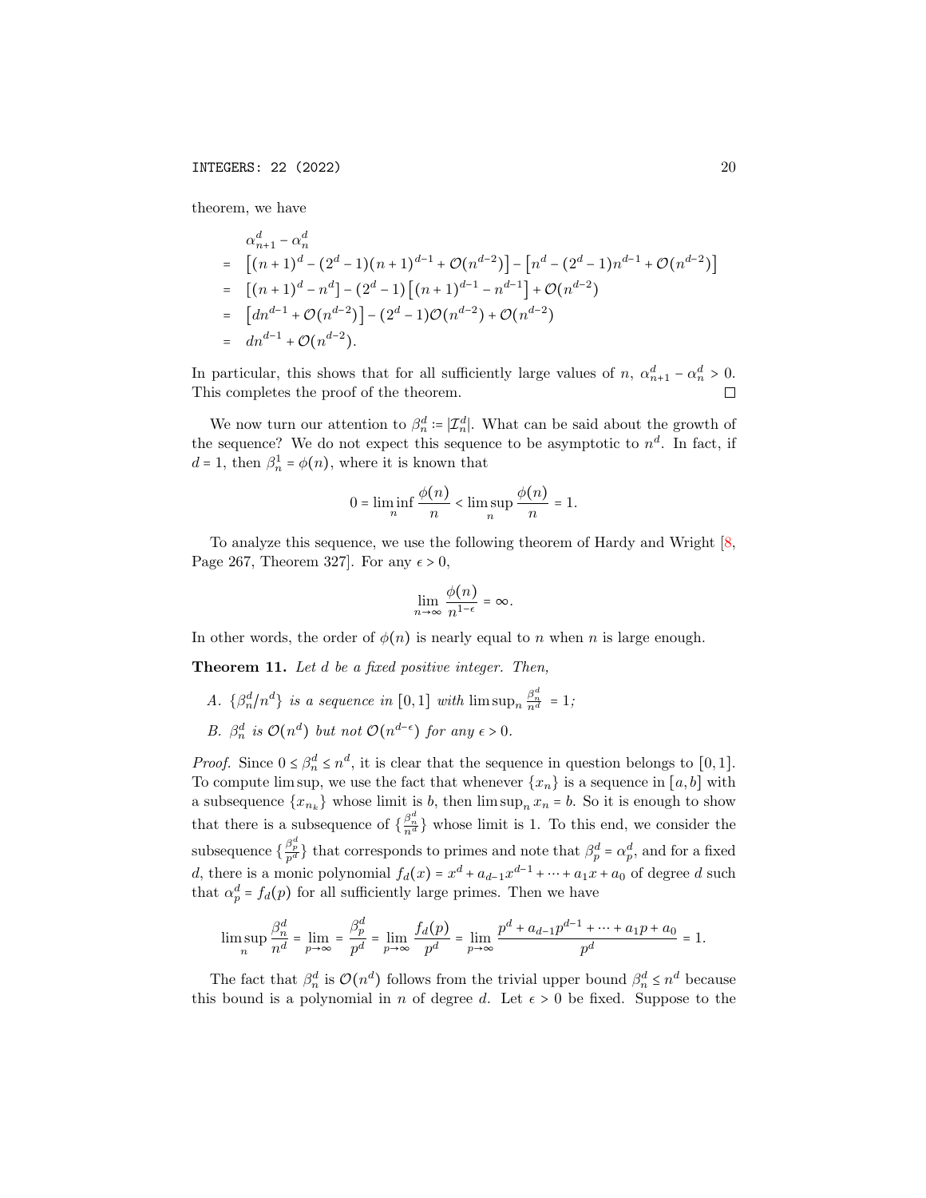theorem, we have

$$
\begin{aligned}
& \alpha_{n+1}^d - \alpha_n^d \\
= \; & \left[(n+1)^d - (2^d-1)(n+1)^{d-1} + \mathcal{O}(n^{d-2})\right] - \left[n^d - (2^d-1)n^{d-1} + \mathcal{O}(n^{d-2})\right] \\
= \; & \left[(n+1)^d - n^d\right] - (2^d-1)\left[(n+1)^{d-1} - n^{d-1}\right] + \mathcal{O}(n^{d-2}) \\
= \; & \left[dn^{d-1} + \mathcal{O}(n^{d-2})\right] - (2^d-1)\mathcal{O}(n^{d-2}) + \mathcal{O}(n^{d-2}) \\
= \; & dn^{d-1} + \mathcal{O}(n^{d-2}).
\end{aligned}
$$

In particular, this shows that for all sufficiently large values of $n$, $\alpha_{n+1}^d - \alpha_n^d > 0$. This completes the proof of the theorem. □

We now turn our attention to $\beta_n^d := |\mathcal{I}_n^d|$. What can be said about the growth of the sequence? We do not expect this sequence to be asymptotic to $n^d$. In fact, if $d = 1$, then $\beta_n^1 = \phi(n)$, where it is known that

$$
0 = \liminf_n \frac{\phi(n)}{n} < \limsup_n \frac{\phi(n)}{n} = 1.
$$

To analyze this sequence, we use the following theorem of Hardy and Wright [8, Page 267, Theorem 327]. For any $\epsilon > 0$,

$$
\lim_{n\to\infty} \frac{\phi(n)}{n^{1-\epsilon}} = \infty.
$$

In other words, the order of $\phi(n)$ is nearly equal to $n$ when $n$ is large enough.

**Theorem 11.** *Let $d$ be a fixed positive integer. Then,*

*A. $\{\beta_n^d/n^d\}$ is a sequence in $[0,1]$ with $\limsup_n \frac{\beta_n^d}{n^d} = 1$;*

*B. $\beta_n^d$ is $\mathcal{O}(n^d)$ but not $\mathcal{O}(n^{d-\epsilon})$ for any $\epsilon > 0$.*

*Proof.* Since $0 \le \beta_n^d \le n^d$, it is clear that the sequence in question belongs to $[0,1]$. To compute lim sup, we use the fact that whenever $\{x_n\}$ is a sequence in $[a,b]$ with a subsequence $\{x_{n_k}\}$ whose limit is $b$, then $\limsup_n x_n = b$. So it is enough to show that there is a subsequence of $\{\frac{\beta_n^d}{n^d}\}$ whose limit is 1. To this end, we consider the subsequence $\{\frac{\beta_p^d}{p^d}\}$ that corresponds to primes and note that $\beta_p^d = \alpha_p^d$, and for a fixed $d$, there is a monic polynomial $f_d(x) = x^d + a_{d-1}x^{d-1} + \cdots + a_1 x + a_0$ of degree $d$ such that $\alpha_p^d = f_d(p)$ for all sufficiently large primes. Then we have

$$
\limsup_n \frac{\beta_n^d}{n^d} = \lim_{p\to\infty} = \frac{\beta_p^d}{p^d} = \lim_{p\to\infty} \frac{f_d(p)}{p^d} = \lim_{p\to\infty} \frac{p^d + a_{d-1}p^{d-1} + \cdots + a_1 p + a_0}{p^d} = 1.
$$

The fact that $\beta_n^d$ is $\mathcal{O}(n^d)$ follows from the trivial upper bound $\beta_n^d \le n^d$ because this bound is a polynomial in $n$ of degree $d$. Let $\epsilon > 0$ be fixed. Suppose to the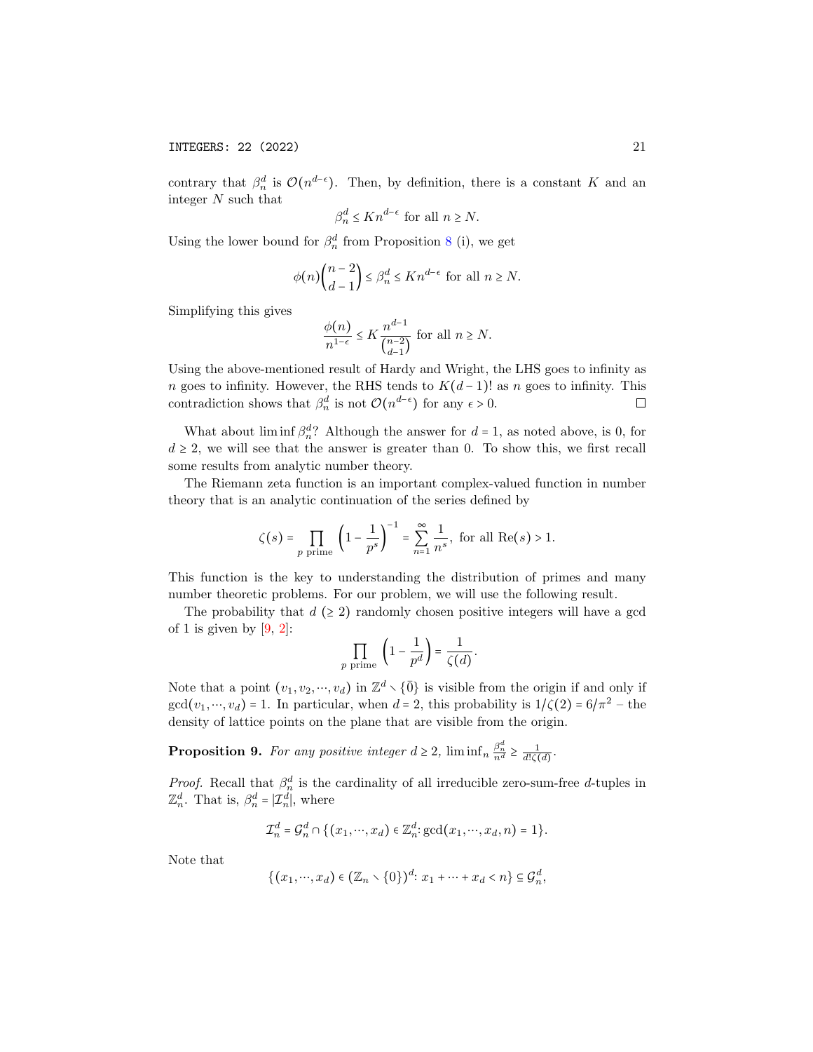contrary that $\beta_n^d$ is $\mathcal{O}(n^{d-\epsilon})$. Then, by definition, there is a constant $K$ and an integer $N$ such that

$$\beta_n^d \le K n^{d-\epsilon} \text{ for all } n \ge N.$$

Using the lower bound for $\beta_n^d$ from Proposition 8 (i), we get

$$\phi(n)\binom{n-2}{d-1} \le \beta_n^d \le K n^{d-\epsilon} \text{ for all } n \ge N.$$

Simplifying this gives

$$\frac{\phi(n)}{n^{1-\epsilon}} \le K \frac{n^{d-1}}{\binom{n-2}{d-1}} \text{ for all } n \ge N.$$

Using the above-mentioned result of Hardy and Wright, the LHS goes to infinity as $n$ goes to infinity. However, the RHS tends to $K(d-1)!$ as $n$ goes to infinity. This contradiction shows that $\beta_n^d$ is not $\mathcal{O}(n^{d-\epsilon})$ for any $\epsilon > 0$. □

What about $\liminf \beta_n^d$? Although the answer for $d = 1$, as noted above, is 0, for $d \ge 2$, we will see that the answer is greater than 0. To show this, we first recall some results from analytic number theory.

The Riemann zeta function is an important complex-valued function in number theory that is an analytic continuation of the series defined by

$$\zeta(s) = \prod_{p \text{ prime}} \left(1 - \frac{1}{p^s}\right)^{-1} = \sum_{n=1}^{\infty} \frac{1}{n^s}, \text{ for all } \mathrm{Re}(s) > 1.$$

This function is the key to understanding the distribution of primes and many number theoretic problems. For our problem, we will use the following result.

The probability that $d$ ($\ge 2$) randomly chosen positive integers will have a gcd of 1 is given by [9, 2]:

$$\prod_{p \text{ prime}} \left(1 - \frac{1}{p^d}\right) = \frac{1}{\zeta(d)}.$$

Note that a point $(v_1, v_2, \cdots, v_d)$ in $\mathbb{Z}^d \setminus \{\bar{0}\}$ is visible from the origin if and only if $\gcd(v_1, \cdots, v_d) = 1$. In particular, when $d = 2$, this probability is $1/\zeta(2) = 6/\pi^2$ – the density of lattice points on the plane that are visible from the origin.

**Proposition 9.** *For any positive integer $d \ge 2$, $\liminf_n \frac{\beta_n^d}{n^d} \ge \frac{1}{d!\zeta(d)}$.*

*Proof.* Recall that $\beta_n^d$ is the cardinality of all irreducible zero-sum-free $d$-tuples in $\mathbb{Z}_n^d$. That is, $\beta_n^d = |\mathcal{I}_n^d|$, where

$$\mathcal{I}_n^d = \mathcal{G}_n^d \cap \{(x_1, \cdots, x_d) \in \mathbb{Z}_n^d : \gcd(x_1, \cdots, x_d, n) = 1\}.$$

Note that

$$\{(x_1, \cdots, x_d) \in (\mathbb{Z}_n \setminus \{0\})^d : x_1 + \cdots + x_d < n\} \subseteq \mathcal{G}_n^d,$$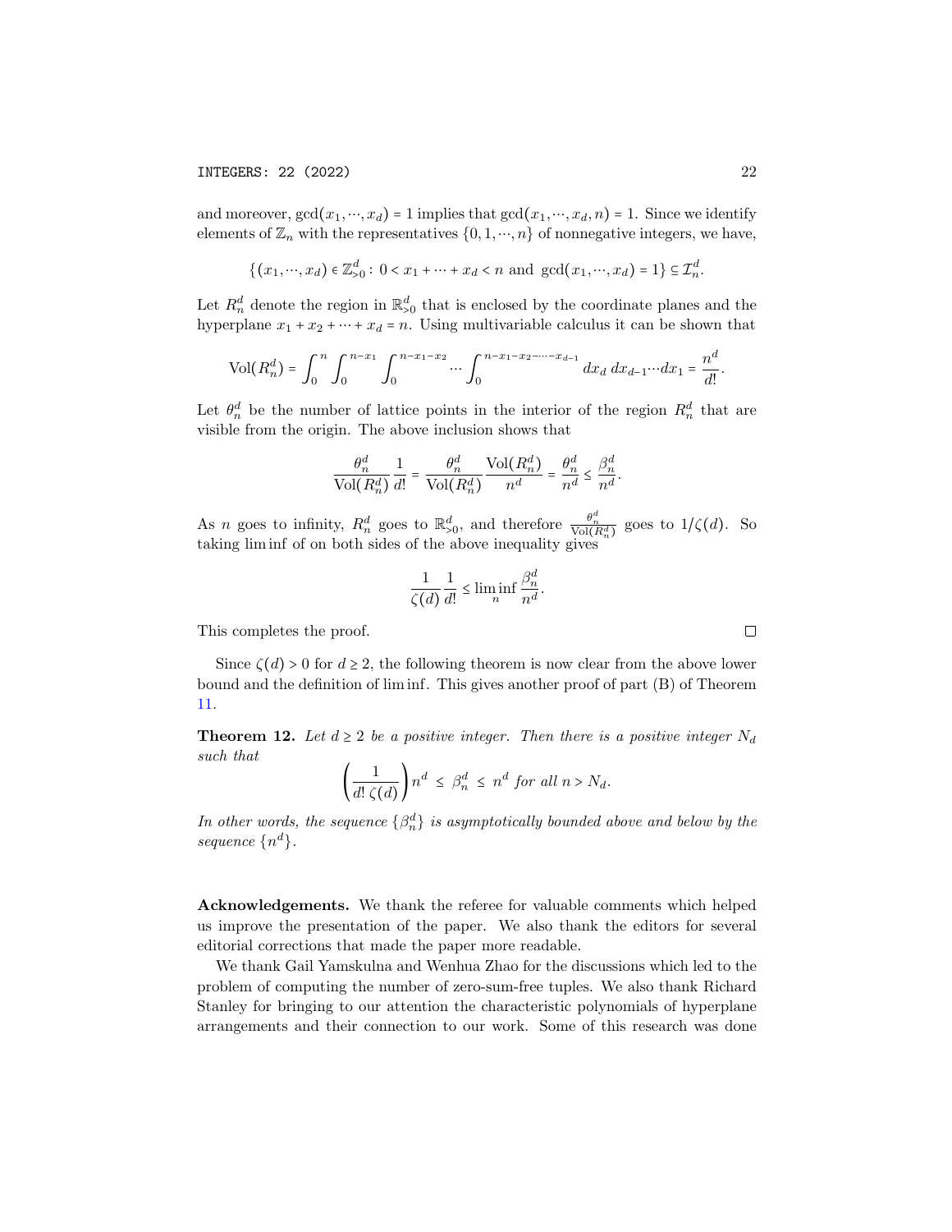and moreover, $\gcd(x_1, \cdots, x_d) = 1$ implies that $\gcd(x_1, \cdots, x_d, n) = 1$. Since we identify elements of $\mathbb{Z}_n$ with the representatives $\{0, 1, \cdots, n\}$ of nonnegative integers, we have,

$$\{(x_1, \cdots, x_d) \in \mathbb{Z}^d_{>0} : \ 0 < x_1 + \cdots + x_d < n \text{ and } \gcd(x_1, \cdots, x_d) = 1\} \subseteq \mathcal{I}^d_n.$$

Let $R^d_n$ denote the region in $\mathbb{R}^d_{>0}$ that is enclosed by the coordinate planes and the hyperplane $x_1 + x_2 + \cdots + x_d = n$. Using multivariable calculus it can be shown that

$$\mathrm{Vol}(R^d_n) = \int_0^n \int_0^{n-x_1} \int_0^{n-x_1-x_2} \cdots \int_0^{n-x_1-x_2-\cdots-x_{d-1}} dx_d \, dx_{d-1} \cdots dx_1 = \frac{n^d}{d!}.$$

Let $\theta^d_n$ be the number of lattice points in the interior of the region $R^d_n$ that are visible from the origin. The above inclusion shows that

$$\frac{\theta^d_n}{\mathrm{Vol}(R^d_n)} \frac{1}{d!} = \frac{\theta^d_n}{\mathrm{Vol}(R^d_n)} \frac{\mathrm{Vol}(R^d_n)}{n^d} = \frac{\theta^d_n}{n^d} \leq \frac{\beta^d_n}{n^d}.$$

As $n$ goes to infinity, $R^d_n$ goes to $\mathbb{R}^d_{>0}$, and therefore $\frac{\theta^d_n}{\mathrm{Vol}(R^d_n)}$ goes to $1/\zeta(d)$. So taking lim inf of on both sides of the above inequality gives

$$\frac{1}{\zeta(d)} \frac{1}{d!} \leq \liminf_n \frac{\beta^d_n}{n^d}.$$

This completes the proof. $\square$

Since $\zeta(d) > 0$ for $d \geq 2$, the following theorem is now clear from the above lower bound and the definition of lim inf. This gives another proof of part (B) of Theorem 11.

**Theorem 12.** *Let $d \geq 2$ be a positive integer. Then there is a positive integer $N_d$ such that*

$$\left(\frac{1}{d! \, \zeta(d)}\right) n^d \ \leq \ \beta^d_n \ \leq \ n^d \text{ for all } n > N_d.$$

*In other words, the sequence $\{\beta^d_n\}$ is asymptotically bounded above and below by the sequence $\{n^d\}$.*

**Acknowledgements.** We thank the referee for valuable comments which helped us improve the presentation of the paper. We also thank the editors for several editorial corrections that made the paper more readable.

We thank Gail Yamskulna and Wenhua Zhao for the discussions which led to the problem of computing the number of zero-sum-free tuples. We also thank Richard Stanley for bringing to our attention the characteristic polynomials of hyperplane arrangements and their connection to our work. Some of this research was done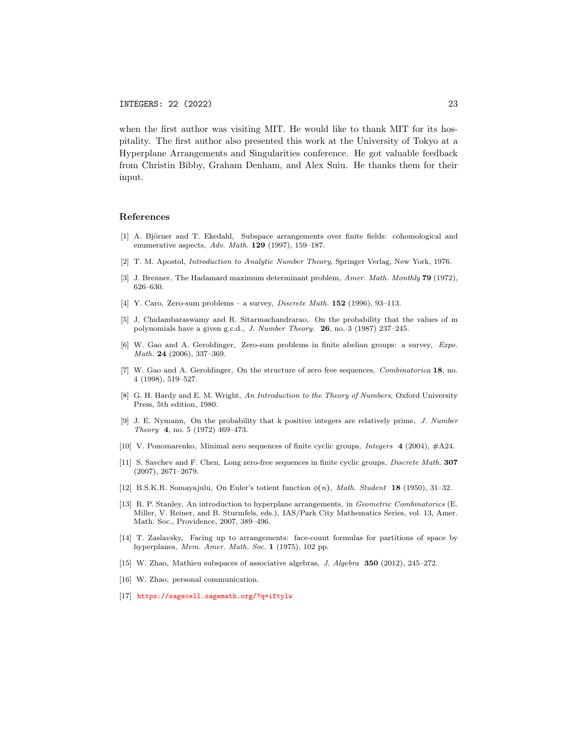when the first author was visiting MIT. He would like to thank MIT for its hospitality. The first author also presented this work at the University of Tokyo at a Hyperplane Arrangements and Singularities conference. He got valuable feedback from Christin Bibby, Graham Denham, and Alex Suiu. He thanks them for their input.

## References

[1] A. Björner and T. Ekedahl, Subspace arrangements over finite fields: cohomological and enumerative aspects, *Adv. Math.* **129** (1997), 159–187.

[2] T. M. Apostol, *Introduction to Analytic Number Theory*, Springer Verlag, New York, 1976.

[3] J. Brenner, The Hadamard maximum determinant problem, *Amer. Math. Monthly* **79** (1972), 626–630.

[4] Y. Caro, Zero-sum problems – a survey, *Discrete Math.* **152** (1996), 93–113.

[5] J. Chidambaraswamy and R. Sitarmachandrarao, On the probability that the values of m polynomials have a given g.c.d., *J. Number Theory.* **26**, no. 3 (1987) 237–245.

[6] W. Gao and A. Geroldinger, Zero-sum problems in finite abelian groups: a survey, *Expo. Math.* **24** (2006), 337–369.

[7] W. Gao and A. Geroldinger, On the structure of zero free sequences, *Combinatorica* **18**, no. 4 (1998), 519–527.

[8] G. H. Hardy and E. M. Wright, *An Introduction to the Theory of Numbers*, Oxford University Press, 5th edition, 1980.

[9] J. E. Nymann, On the probability that k positive integers are relatively prime, *J. Number Theory* **4**, no. 5 (1972) 469–473.

[10] V. Ponomarenko, Minimal zero sequences of finite cyclic groups, *Integers* **4** (2004), #A24.

[11] S. Savchev and F. Chen, Long zero-free sequences in finite cyclic groups, *Discrete Math.* **307** (2007), 2671–2679.

[12] B.S.K.R. Somayajulu, On Euler's totient function $\phi(n)$, *Math. Student* **18** (1950), 31–32.

[13] R. P. Stanley, An introduction to hyperplane arrangements, in *Geometric Combinatorics* (E. Miller, V. Reiner, and B. Sturmfels, eds.), IAS/Park City Mathematics Series, vol. 13, Amer. Math. Soc., Providence, 2007, 389–496.

[14] T. Zaslavsky, Facing up to arrangements: face-count formulas for partitions of space by hyperplanes, *Mem. Amer. Math. Soc.* **1** (1975), 102 pp.

[15] W. Zhao, Mathieu subspaces of associative algebras, *J. Algebra* **350** (2012), 245–272.

[16] W. Zhao, personal communication.

[17] https://sagecell.sagemath.org/?q=iftylw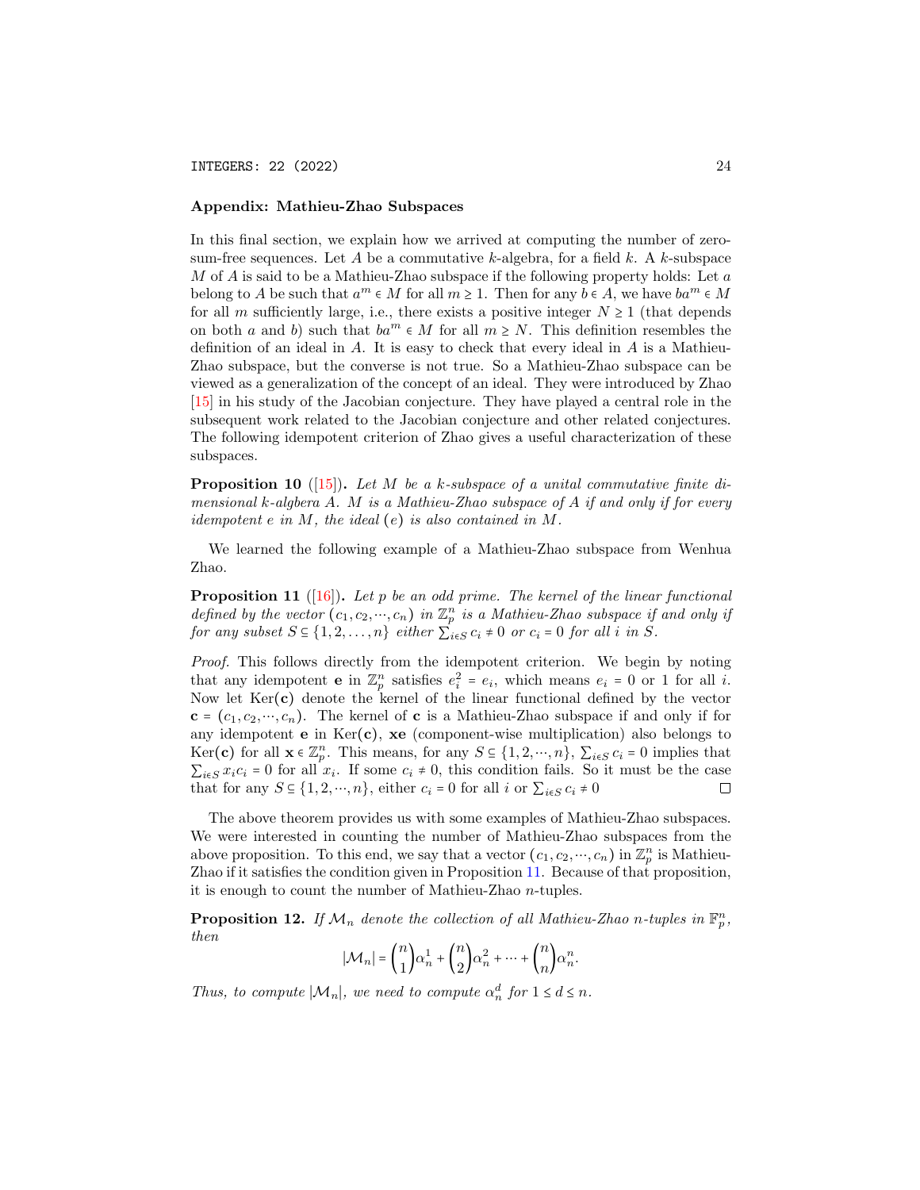### Appendix: Mathieu-Zhao Subspaces

In this final section, we explain how we arrived at computing the number of zero-sum-free sequences. Let $A$ be a commutative $k$-algebra, for a field $k$. A $k$-subspace $M$ of $A$ is said to be a Mathieu-Zhao subspace if the following property holds: Let $a$ belong to $A$ be such that $a^m \in M$ for all $m \geq 1$. Then for any $b \in A$, we have $ba^m \in M$ for all $m$ sufficiently large, i.e., there exists a positive integer $N \geq 1$ (that depends on both $a$ and $b$) such that $ba^m \in M$ for all $m \geq N$. This definition resembles the definition of an ideal in $A$. It is easy to check that every ideal in $A$ is a Mathieu-Zhao subspace, but the converse is not true. So a Mathieu-Zhao subspace can be viewed as a generalization of the concept of an ideal. They were introduced by Zhao [15] in his study of the Jacobian conjecture. They have played a central role in the subsequent work related to the Jacobian conjecture and other related conjectures. The following idempotent criterion of Zhao gives a useful characterization of these subspaces.

**Proposition 10** ([15]). *Let $M$ be a $k$-subspace of a unital commutative finite dimensional $k$-algebra $A$. $M$ is a Mathieu-Zhao subspace of $A$ if and only if for every idempotent $e$ in $M$, the ideal $(e)$ is also contained in $M$.*

We learned the following example of a Mathieu-Zhao subspace from Wenhua Zhao.

**Proposition 11** ([16]). *Let $p$ be an odd prime. The kernel of the linear functional defined by the vector $(c_1, c_2, \cdots, c_n)$ in $\mathbb{Z}_p^n$ is a Mathieu-Zhao subspace if and only if for any subset $S \subseteq \{1, 2, \ldots, n\}$ either $\sum_{i \in S} c_i \neq 0$ or $c_i = 0$ for all $i$ in $S$.*

*Proof.* This follows directly from the idempotent criterion. We begin by noting that any idempotent $\mathbf{e}$ in $\mathbb{Z}_p^n$ satisfies $e_i^2 = e_i$, which means $e_i = 0$ or $1$ for all $i$. Now let $\text{Ker}(\mathbf{c})$ denote the kernel of the linear functional defined by the vector $\mathbf{c} = (c_1, c_2, \cdots, c_n)$. The kernel of $\mathbf{c}$ is a Mathieu-Zhao subspace if and only if for any idempotent $\mathbf{e}$ in $\text{Ker}(\mathbf{c})$, $\mathbf{xe}$ (component-wise multiplication) also belongs to $\text{Ker}(\mathbf{c})$ for all $\mathbf{x} \in \mathbb{Z}_p^n$. This means, for any $S \subseteq \{1, 2, \cdots, n\}$, $\sum_{i \in S} c_i = 0$ implies that $\sum_{i \in S} x_i c_i = 0$ for all $x_i$. If some $c_i \neq 0$, this condition fails. So it must be the case that for any $S \subseteq \{1, 2, \cdots, n\}$, either $c_i = 0$ for all $i$ or $\sum_{i \in S} c_i \neq 0$ ◻

The above theorem provides us with some examples of Mathieu-Zhao subspaces. We were interested in counting the number of Mathieu-Zhao subspaces from the above proposition. To this end, we say that a vector $(c_1, c_2, \cdots, c_n)$ in $\mathbb{Z}_p^n$ is Mathieu-Zhao if it satisfies the condition given in Proposition 11. Because of that proposition, it is enough to count the number of Mathieu-Zhao $n$-tuples.

**Proposition 12.** *If $\mathcal{M}_n$ denote the collection of all Mathieu-Zhao $n$-tuples in $\mathbb{F}_p^n$, then*

$$|\mathcal{M}_n| = \binom{n}{1}\alpha_n^1 + \binom{n}{2}\alpha_n^2 + \cdots + \binom{n}{n}\alpha_n^n.$$

*Thus, to compute $|\mathcal{M}_n|$, we need to compute $\alpha_n^d$ for $1 \leq d \leq n$.*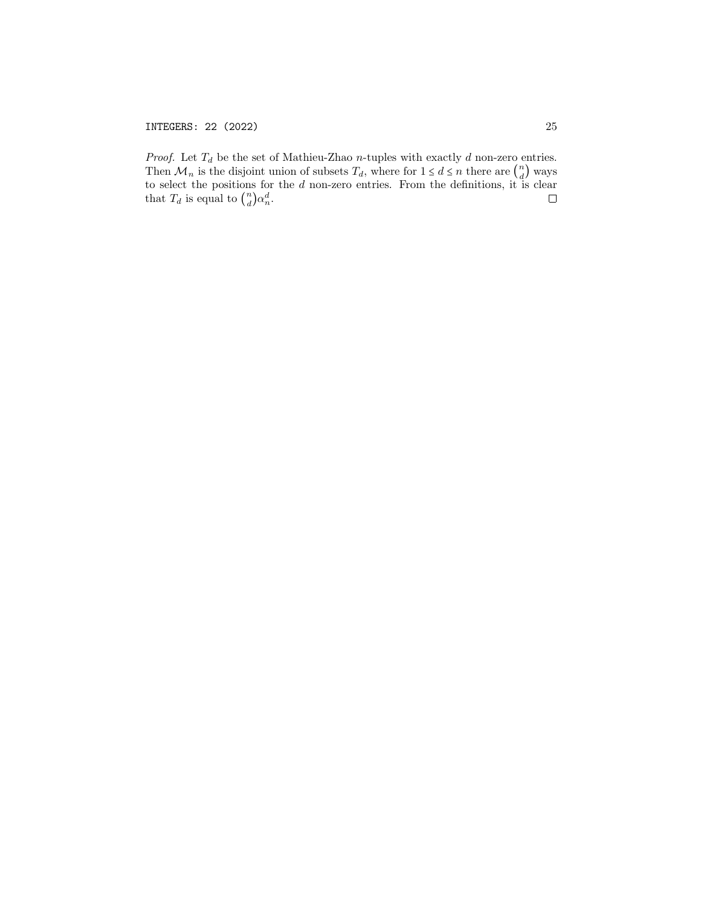*Proof.* Let $T_d$ be the set of Mathieu-Zhao $n$-tuples with exactly $d$ non-zero entries. Then $\mathcal{M}_n$ is the disjoint union of subsets $T_d$, where for $1 \leq d \leq n$ there are $\binom{n}{d}$ ways to select the positions for the $d$ non-zero entries. From the definitions, it is clear that $T_d$ is equal to $\binom{n}{d}\alpha_n^d$. $\square$